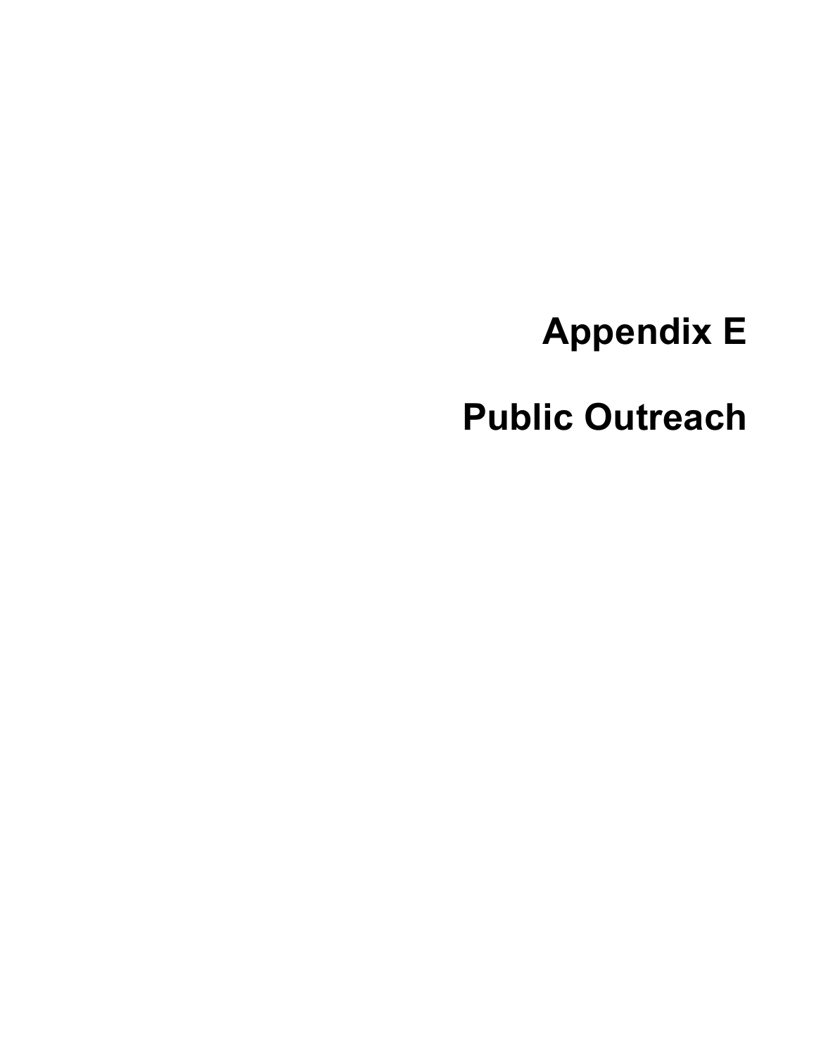# Appendix E

# Public Outreach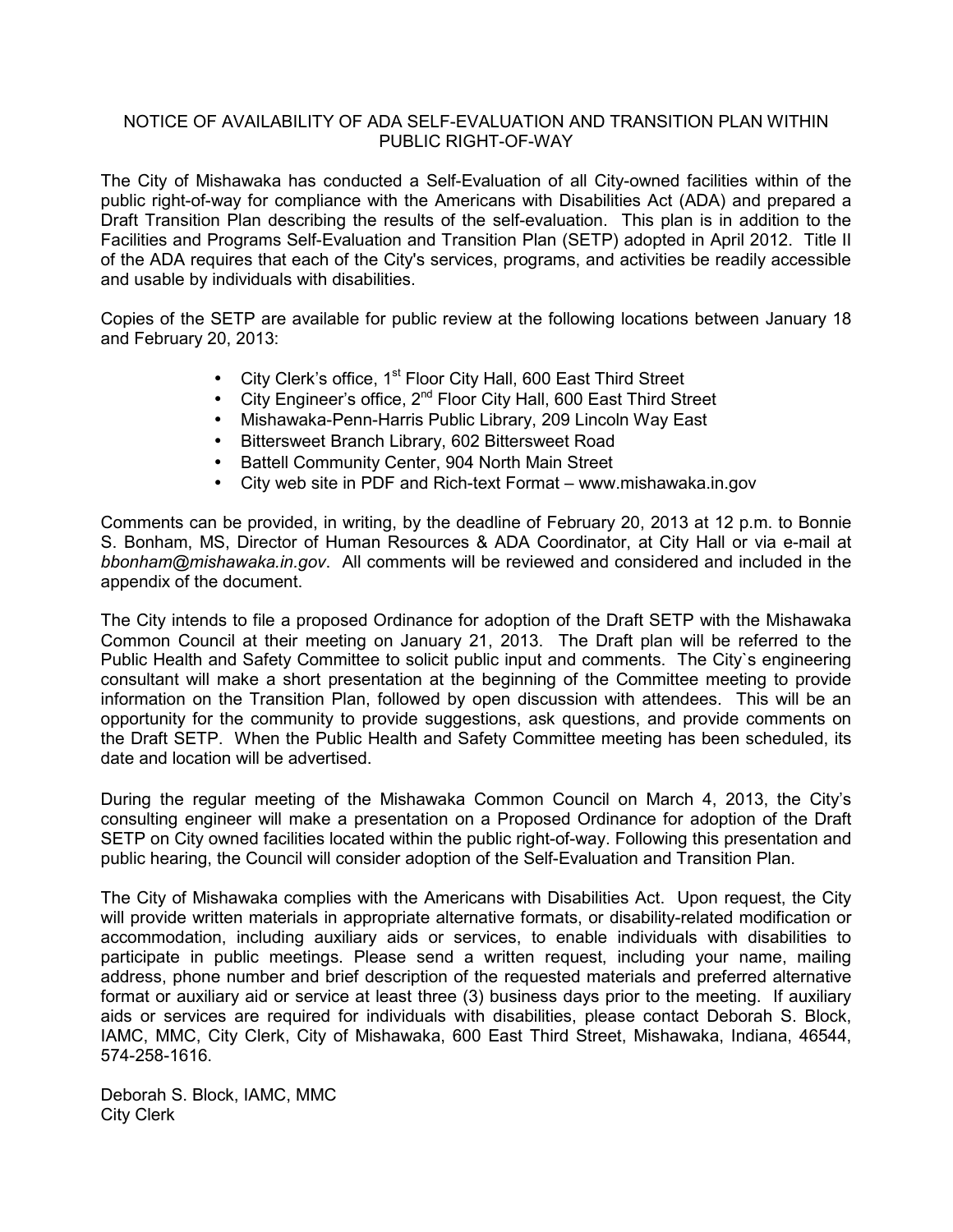# NOTICE OF AVAILABILITY OF ADA SELF-EVALUATION AND TRANSITION PLAN WITHIN PUBLIC RIGHT-OF-WAY

The City of Mishawaka has conducted a Self-Evaluation of all City-owned facilities within of the public right-of-way for compliance with the Americans with Disabilities Act (ADA) and prepared a Draft Transition Plan describing the results of the self-evaluation. This plan is in addition to the Facilities and Programs Self-Evaluation and Transition Plan (SETP) adopted in April 2012. Title II of the ADA requires that each of the City's services, programs, and activities be readily accessible and usable by individuals with disabilities.

Copies of the SETP are available for public review at the following locations between January 18 and February 20, 2013:

- City Clerk's office, 1st Floor City Hall, 600 East Third Street
- City Engineer's office, 2nd Floor City Hall, 600 East Third Street
- Mishawaka-Penn-Harris Public Library, 209 Lincoln Way East
- Bittersweet Branch Library, 602 Bittersweet Road
- Battell Community Center, 904 North Main Street
- City web site in PDF and Rich-text Format – www.mishawaka.in.gov

Comments can be provided, in writing, by the deadline of February 20, 2013 at 12 p.m. to Bonnie S. Bonham, MS, Director of Human Resources & ADA Coordinator, at City Hall or via e-mail at *bbonham@mishawaka.in.gov*. All comments will be reviewed and considered and included in the appendix of the document.

The City intends to file a proposed Ordinance for adoption of the Draft SETP with the Mishawaka Common Council at their meeting on January 21, 2013. The Draft plan will be referred to the Public Health and Safety Committee to solicit public input and comments. The City`s engineering consultant will make a short presentation at the beginning of the Committee meeting to provide information on the Transition Plan, followed by open discussion with attendees. This will be an opportunity for the community to provide suggestions, ask questions, and provide comments on the Draft SETP. When the Public Health and Safety Committee meeting has been scheduled, its date and location will be advertised.

During the regular meeting of the Mishawaka Common Council on March 4, 2013, the City's consulting engineer will make a presentation on a Proposed Ordinance for adoption of the Draft SETP on City owned facilities located within the public right-of-way. Following this presentation and public hearing, the Council will consider adoption of the Self-Evaluation and Transition Plan.

The City of Mishawaka complies with the Americans with Disabilities Act. Upon request, the City will provide written materials in appropriate alternative formats, or disability-related modification or accommodation, including auxiliary aids or services, to enable individuals with disabilities to participate in public meetings. Please send a written request, including your name, mailing address, phone number and brief description of the requested materials and preferred alternative format or auxiliary aid or service at least three (3) business days prior to the meeting. If auxiliary aids or services are required for individuals with disabilities, please contact Deborah S. Block, IAMC, MMC, City Clerk, City of Mishawaka, 600 East Third Street, Mishawaka, Indiana, 46544, 574-258-1616.

Deborah S. Block, IAMC, MMC
City Clerk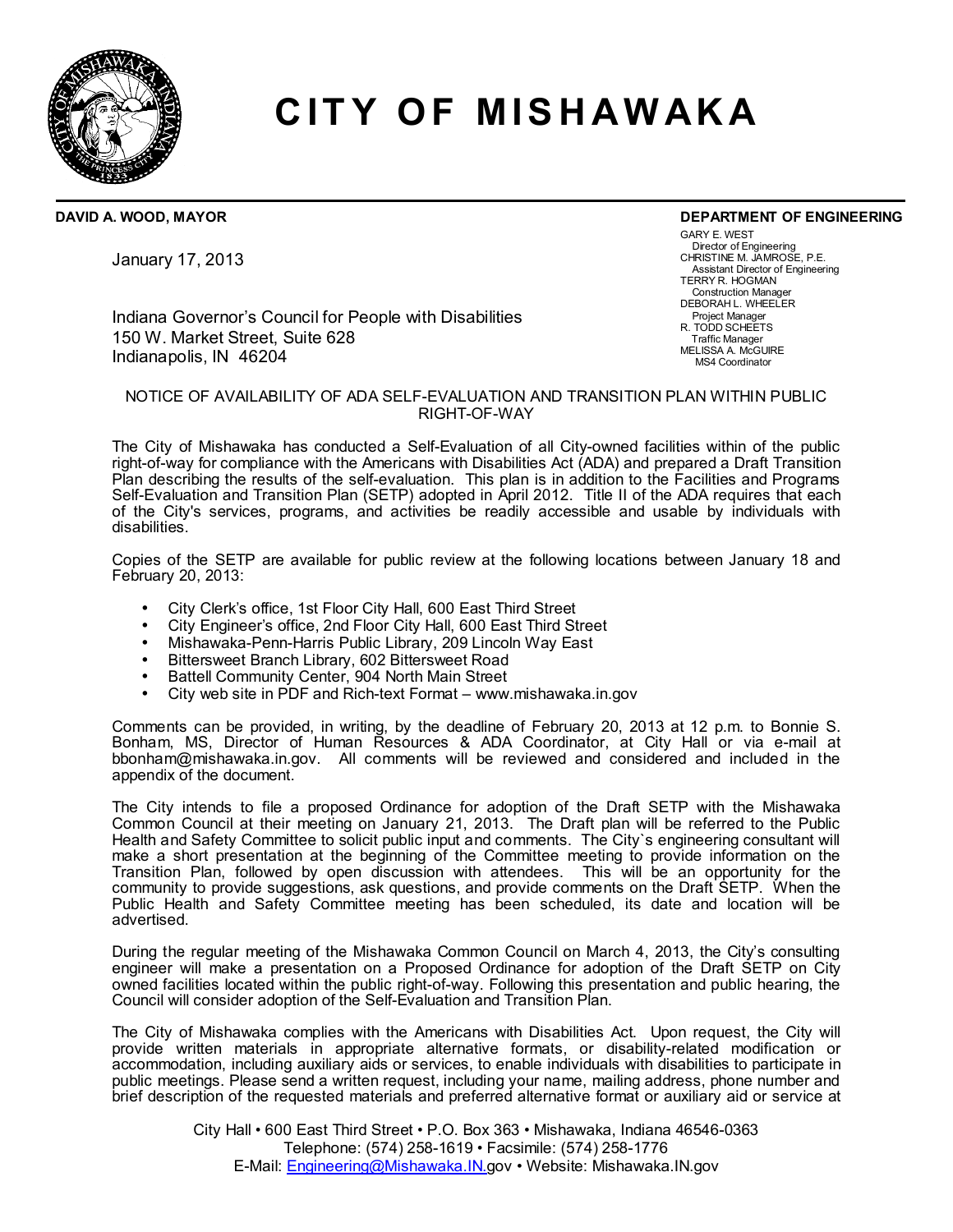# CITY OF MISHAWAKA

**DAVID A. WOOD, MAYOR**

**DEPARTMENT OF ENGINEERING**

GARY E. WEST
Director of Engineering
CHRISTINE M. JAMROSE, P.E.
Assistant Director of Engineering
TERRY R. HOGMAN
Construction Manager
DEBORAH L. WHEELER
Project Manager
R. TODD SCHEETS
Traffic Manager
MELISSA A. McGUIRE
MS4 Coordinator

January 17, 2013

Indiana Governor's Council for People with Disabilities
150 W. Market Street, Suite 628
Indianapolis, IN 46204

NOTICE OF AVAILABILITY OF ADA SELF-EVALUATION AND TRANSITION PLAN WITHIN PUBLIC RIGHT-OF-WAY

The City of Mishawaka has conducted a Self-Evaluation of all City-owned facilities within of the public right-of-way for compliance with the Americans with Disabilities Act (ADA) and prepared a Draft Transition Plan describing the results of the self-evaluation. This plan is in addition to the Facilities and Programs Self-Evaluation and Transition Plan (SETP) adopted in April 2012. Title II of the ADA requires that each of the City's services, programs, and activities be readily accessible and usable by individuals with disabilities.

Copies of the SETP are available for public review at the following locations between January 18 and February 20, 2013:

- City Clerk's office, 1st Floor City Hall, 600 East Third Street
- City Engineer's office, 2nd Floor City Hall, 600 East Third Street
- Mishawaka-Penn-Harris Public Library, 209 Lincoln Way East
- Bittersweet Branch Library, 602 Bittersweet Road
- Battell Community Center, 904 North Main Street
- City web site in PDF and Rich-text Format – www.mishawaka.in.gov

Comments can be provided, in writing, by the deadline of February 20, 2013 at 12 p.m. to Bonnie S. Bonham, MS, Director of Human Resources & ADA Coordinator, at City Hall or via e-mail at bbonham@mishawaka.in.gov. All comments will be reviewed and considered and included in the appendix of the document.

The City intends to file a proposed Ordinance for adoption of the Draft SETP with the Mishawaka Common Council at their meeting on January 21, 2013. The Draft plan will be referred to the Public Health and Safety Committee to solicit public input and comments. The City`s engineering consultant will make a short presentation at the beginning of the Committee meeting to provide information on the Transition Plan, followed by open discussion with attendees. This will be an opportunity for the community to provide suggestions, ask questions, and provide comments on the Draft SETP. When the Public Health and Safety Committee meeting has been scheduled, its date and location will be advertised.

During the regular meeting of the Mishawaka Common Council on March 4, 2013, the City's consulting engineer will make a presentation on a Proposed Ordinance for adoption of the Draft SETP on City owned facilities located within the public right-of-way. Following this presentation and public hearing, the Council will consider adoption of the Self-Evaluation and Transition Plan.

The City of Mishawaka complies with the Americans with Disabilities Act. Upon request, the City will provide written materials in appropriate alternative formats, or disability-related modification or accommodation, including auxiliary aids or services, to enable individuals with disabilities to participate in public meetings. Please send a written request, including your name, mailing address, phone number and brief description of the requested materials and preferred alternative format or auxiliary aid or service at

City Hall • 600 East Third Street • P.O. Box 363 • Mishawaka, Indiana 46546-0363
Telephone: (574) 258-1619 • Facsimile: (574) 258-1776
E-Mail: Engineering@Mishawaka.IN.gov • Website: Mishawaka.IN.gov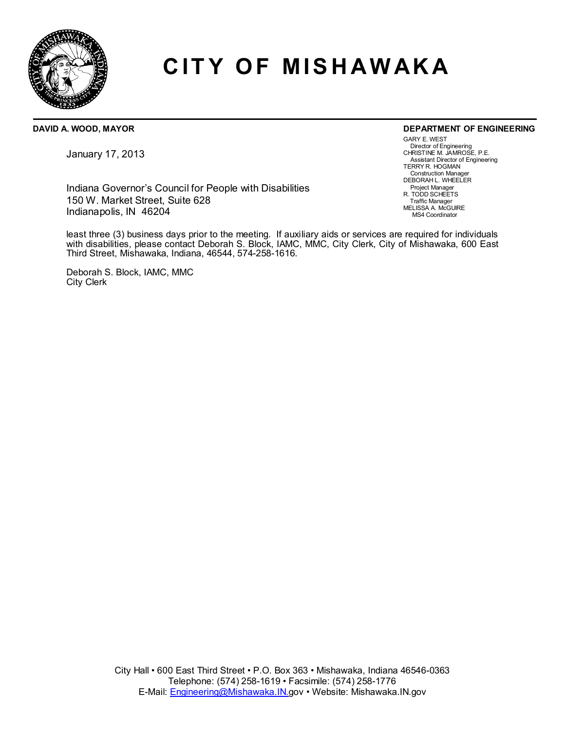# CITY OF MISHAWAKA

**DAVID A. WOOD, MAYOR**

**DEPARTMENT OF ENGINEERING**

GARY E. WEST
Director of Engineering
CHRISTINE M. JAMROSE, P.E.
Assistant Director of Engineering
TERRY R. HOGMAN
Construction Manager
DEBORAH L. WHEELER
Project Manager
R. TODD SCHEETS
Traffic Manager
MELISSA A. McGUIRE
MS4 Coordinator

January 17, 2013

Indiana Governor's Council for People with Disabilities
150 W. Market Street, Suite 628
Indianapolis, IN 46204

least three (3) business days prior to the meeting. If auxiliary aids or services are required for individuals with disabilities, please contact Deborah S. Block, IAMC, MMC, City Clerk, City of Mishawaka, 600 East Third Street, Mishawaka, Indiana, 46544, 574-258-1616.

Deborah S. Block, IAMC, MMC
City Clerk

City Hall • 600 East Third Street • P.O. Box 363 • Mishawaka, Indiana 46546-0363
Telephone: (574) 258-1619 • Facsimile: (574) 258-1776
E-Mail: Engineering@Mishawaka.IN.gov • Website: Mishawaka.IN.gov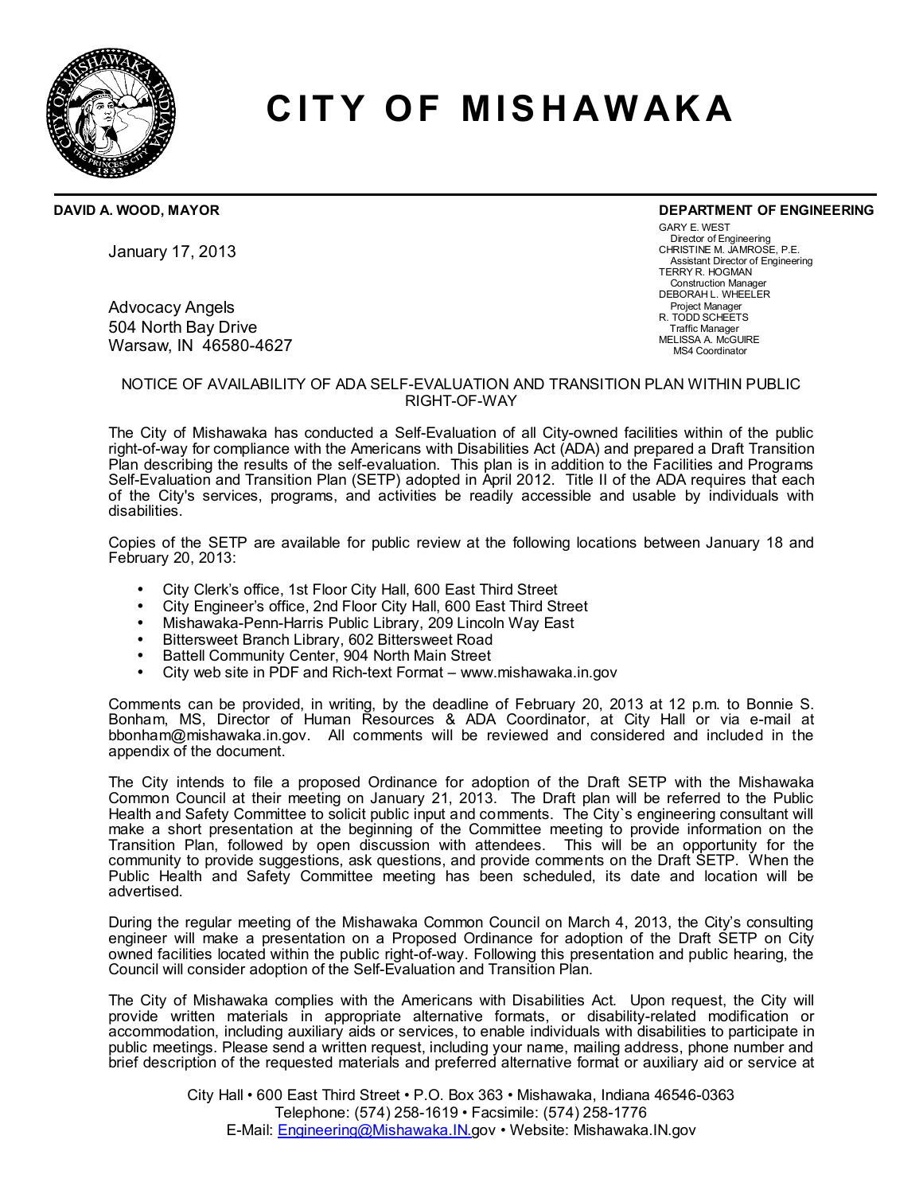# CITY OF MISHAWAKA

**DAVID A. WOOD, MAYOR**

**DEPARTMENT OF ENGINEERING**

GARY E. WEST
Director of Engineering
CHRISTINE M. JAMROSE, P.E.
Assistant Director of Engineering
TERRY R. HOGMAN
Construction Manager
DEBORAH L. WHEELER
Project Manager
R. TODD SCHEETS
Traffic Manager
MELISSA A. McGUIRE
MS4 Coordinator

January 17, 2013

Advocacy Angels
504 North Bay Drive
Warsaw, IN 46580-4627

NOTICE OF AVAILABILITY OF ADA SELF-EVALUATION AND TRANSITION PLAN WITHIN PUBLIC RIGHT-OF-WAY

The City of Mishawaka has conducted a Self-Evaluation of all City-owned facilities within of the public right-of-way for compliance with the Americans with Disabilities Act (ADA) and prepared a Draft Transition Plan describing the results of the self-evaluation. This plan is in addition to the Facilities and Programs Self-Evaluation and Transition Plan (SETP) adopted in April 2012. Title II of the ADA requires that each of the City's services, programs, and activities be readily accessible and usable by individuals with disabilities.

Copies of the SETP are available for public review at the following locations between January 18 and February 20, 2013:

- City Clerk's office, 1st Floor City Hall, 600 East Third Street
- City Engineer's office, 2nd Floor City Hall, 600 East Third Street
- Mishawaka-Penn-Harris Public Library, 209 Lincoln Way East
- Bittersweet Branch Library, 602 Bittersweet Road
- Battell Community Center, 904 North Main Street
- City web site in PDF and Rich-text Format – www.mishawaka.in.gov

Comments can be provided, in writing, by the deadline of February 20, 2013 at 12 p.m. to Bonnie S. Bonham, MS, Director of Human Resources & ADA Coordinator, at City Hall or via e-mail at bbonham@mishawaka.in.gov. All comments will be reviewed and considered and included in the appendix of the document.

The City intends to file a proposed Ordinance for adoption of the Draft SETP with the Mishawaka Common Council at their meeting on January 21, 2013. The Draft plan will be referred to the Public Health and Safety Committee to solicit public input and comments. The City`s engineering consultant will make a short presentation at the beginning of the Committee meeting to provide information on the Transition Plan, followed by open discussion with attendees. This will be an opportunity for the community to provide suggestions, ask questions, and provide comments on the Draft SETP. When the Public Health and Safety Committee meeting has been scheduled, its date and location will be advertised.

During the regular meeting of the Mishawaka Common Council on March 4, 2013, the City's consulting engineer will make a presentation on a Proposed Ordinance for adoption of the Draft SETP on City owned facilities located within the public right-of-way. Following this presentation and public hearing, the Council will consider adoption of the Self-Evaluation and Transition Plan.

The City of Mishawaka complies with the Americans with Disabilities Act. Upon request, the City will provide written materials in appropriate alternative formats, or disability-related modification or accommodation, including auxiliary aids or services, to enable individuals with disabilities to participate in public meetings. Please send a written request, including your name, mailing address, phone number and brief description of the requested materials and preferred alternative format or auxiliary aid or service at

City Hall • 600 East Third Street • P.O. Box 363 • Mishawaka, Indiana 46546-0363
Telephone: (574) 258-1619 • Facsimile: (574) 258-1776
E-Mail: Engineering@Mishawaka.IN.gov • Website: Mishawaka.IN.gov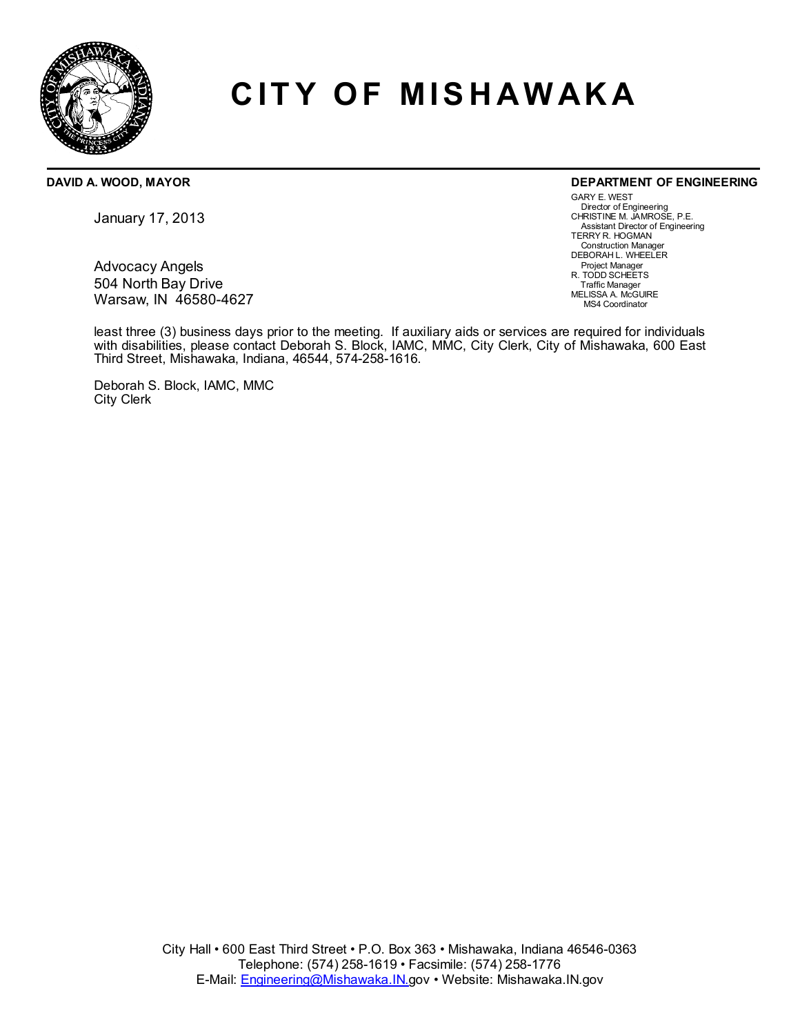# CITY OF MISHAWAKA

**DAVID A. WOOD, MAYOR**

**DEPARTMENT OF ENGINEERING**

GARY E. WEST
Director of Engineering
CHRISTINE M. JAMROSE, P.E.
Assistant Director of Engineering
TERRY R. HOGMAN
Construction Manager
DEBORAH L. WHEELER
Project Manager
R. TODD SCHEETS
Traffic Manager
MELISSA A. McGUIRE
MS4 Coordinator

January 17, 2013

Advocacy Angels
504 North Bay Drive
Warsaw, IN 46580-4627

least three (3) business days prior to the meeting. If auxiliary aids or services are required for individuals with disabilities, please contact Deborah S. Block, IAMC, MMC, City Clerk, City of Mishawaka, 600 East Third Street, Mishawaka, Indiana, 46544, 574-258-1616.

Deborah S. Block, IAMC, MMC
City Clerk

City Hall • 600 East Third Street • P.O. Box 363 • Mishawaka, Indiana 46546-0363
Telephone: (574) 258-1619 • Facsimile: (574) 258-1776
E-Mail: Engineering@Mishawaka.IN.gov • Website: Mishawaka.IN.gov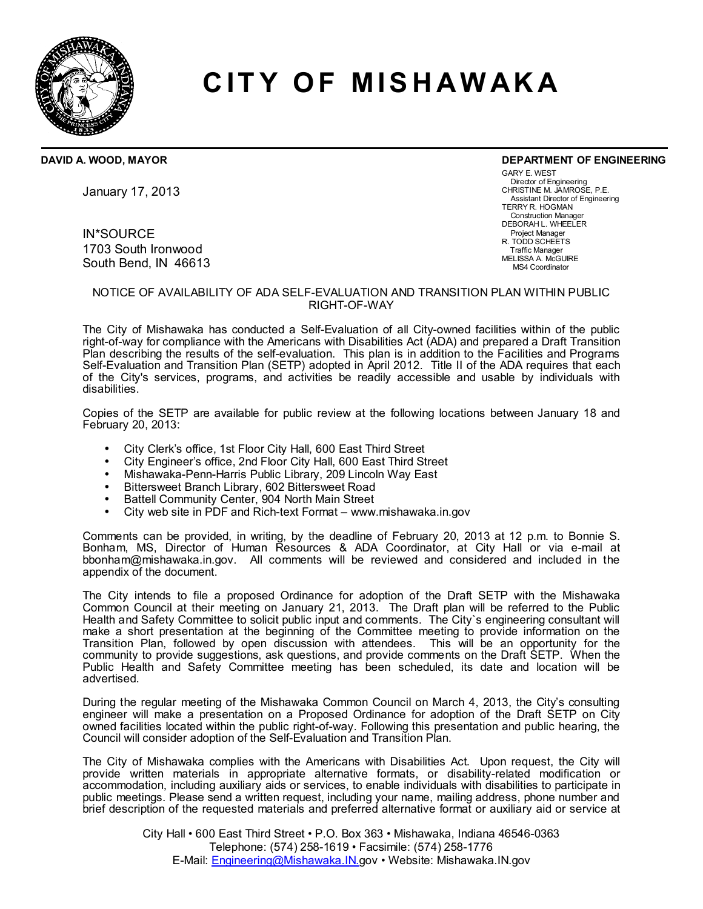# CITY OF MISHAWAKA

**DAVID A. WOOD, MAYOR**

**DEPARTMENT OF ENGINEERING**

GARY E. WEST
Director of Engineering
CHRISTINE M. JAMROSE, P.E.
Assistant Director of Engineering
TERRY R. HOGMAN
Construction Manager
DEBORAH L. WHEELER
Project Manager
R. TODD SCHEETS
Traffic Manager
MELISSA A. McGUIRE
MS4 Coordinator

January 17, 2013

IN*SOURCE
1703 South Ironwood
South Bend, IN 46613

NOTICE OF AVAILABILITY OF ADA SELF-EVALUATION AND TRANSITION PLAN WITHIN PUBLIC RIGHT-OF-WAY

The City of Mishawaka has conducted a Self-Evaluation of all City-owned facilities within of the public right-of-way for compliance with the Americans with Disabilities Act (ADA) and prepared a Draft Transition Plan describing the results of the self-evaluation. This plan is in addition to the Facilities and Programs Self-Evaluation and Transition Plan (SETP) adopted in April 2012. Title II of the ADA requires that each of the City's services, programs, and activities be readily accessible and usable by individuals with disabilities.

Copies of the SETP are available for public review at the following locations between January 18 and February 20, 2013:

- City Clerk's office, 1st Floor City Hall, 600 East Third Street
- City Engineer's office, 2nd Floor City Hall, 600 East Third Street
- Mishawaka-Penn-Harris Public Library, 209 Lincoln Way East
- Bittersweet Branch Library, 602 Bittersweet Road
- Battell Community Center, 904 North Main Street
- City web site in PDF and Rich-text Format – www.mishawaka.in.gov

Comments can be provided, in writing, by the deadline of February 20, 2013 at 12 p.m. to Bonnie S. Bonham, MS, Director of Human Resources & ADA Coordinator, at City Hall or via e-mail at bbonham@mishawaka.in.gov. All comments will be reviewed and considered and included in the appendix of the document.

The City intends to file a proposed Ordinance for adoption of the Draft SETP with the Mishawaka Common Council at their meeting on January 21, 2013. The Draft plan will be referred to the Public Health and Safety Committee to solicit public input and comments. The City`s engineering consultant will make a short presentation at the beginning of the Committee meeting to provide information on the Transition Plan, followed by open discussion with attendees. This will be an opportunity for the community to provide suggestions, ask questions, and provide comments on the Draft SETP. When the Public Health and Safety Committee meeting has been scheduled, its date and location will be advertised.

During the regular meeting of the Mishawaka Common Council on March 4, 2013, the City's consulting engineer will make a presentation on a Proposed Ordinance for adoption of the Draft SETP on City owned facilities located within the public right-of-way. Following this presentation and public hearing, the Council will consider adoption of the Self-Evaluation and Transition Plan.

The City of Mishawaka complies with the Americans with Disabilities Act. Upon request, the City will provide written materials in appropriate alternative formats, or disability-related modification or accommodation, including auxiliary aids or services, to enable individuals with disabilities to participate in public meetings. Please send a written request, including your name, mailing address, phone number and brief description of the requested materials and preferred alternative format or auxiliary aid or service at

City Hall • 600 East Third Street • P.O. Box 363 • Mishawaka, Indiana 46546-0363
Telephone: (574) 258-1619 • Facsimile: (574) 258-1776
E-Mail: Engineering@Mishawaka.IN.gov • Website: Mishawaka.IN.gov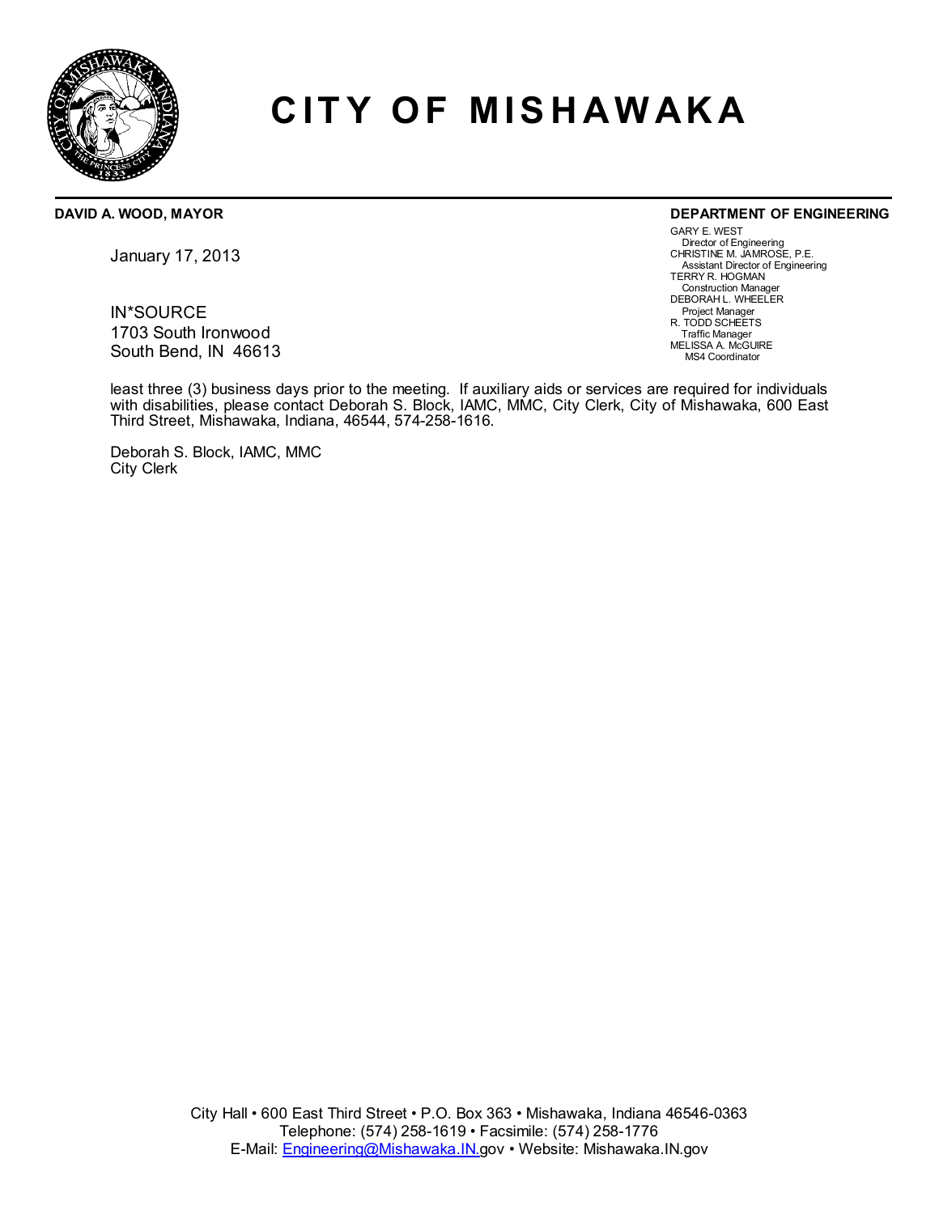# CITY OF MISHAWAKA

**DAVID A. WOOD, MAYOR**

**DEPARTMENT OF ENGINEERING**

GARY E. WEST
Director of Engineering
CHRISTINE M. JAMROSE, P.E.
Assistant Director of Engineering
TERRY R. HOGMAN
Construction Manager
DEBORAH L. WHEELER
Project Manager
R. TODD SCHEETS
Traffic Manager
MELISSA A. McGUIRE
MS4 Coordinator

January 17, 2013

IN*SOURCE
1703 South Ironwood
South Bend, IN 46613

least three (3) business days prior to the meeting. If auxiliary aids or services are required for individuals with disabilities, please contact Deborah S. Block, IAMC, MMC, City Clerk, City of Mishawaka, 600 East Third Street, Mishawaka, Indiana, 46544, 574-258-1616.

Deborah S. Block, IAMC, MMC
City Clerk

City Hall • 600 East Third Street • P.O. Box 363 • Mishawaka, Indiana 46546-0363
Telephone: (574) 258-1619 • Facsimile: (574) 258-1776
E-Mail: Engineering@Mishawaka.IN.gov • Website: Mishawaka.IN.gov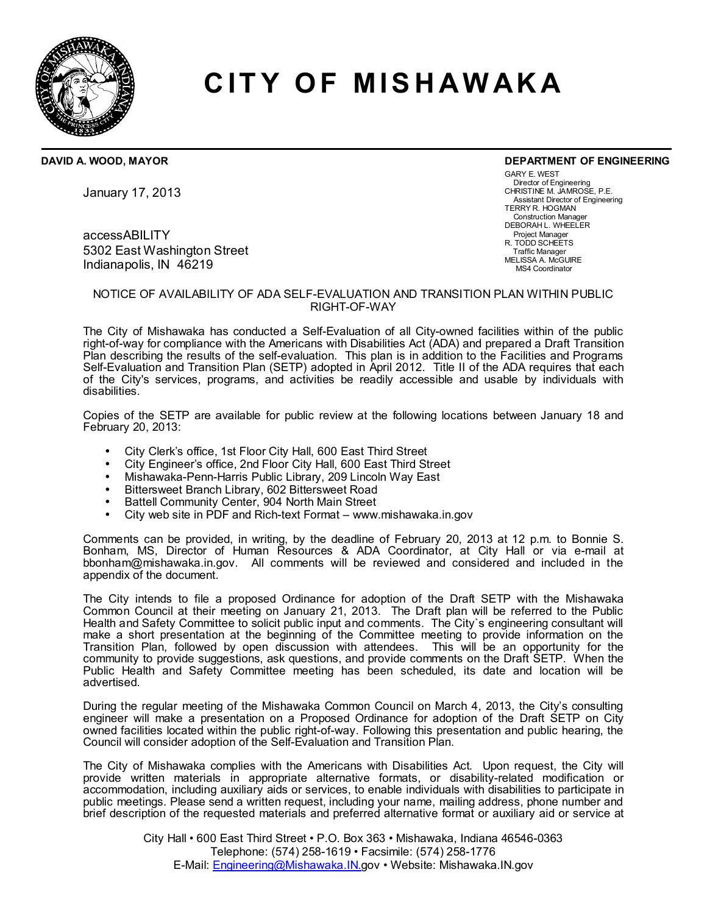# CITY OF MISHAWAKA

**DAVID A. WOOD, MAYOR**

**DEPARTMENT OF ENGINEERING**

GARY E. WEST
Director of Engineering
CHRISTINE M. JAMROSE, P.E.
Assistant Director of Engineering
TERRY R. HOGMAN
Construction Manager
DEBORAH L. WHEELER
Project Manager
R. TODD SCHEETS
Traffic Manager
MELISSA A. McGUIRE
MS4 Coordinator

January 17, 2013

accessABILITY
5302 East Washington Street
Indianapolis, IN 46219

NOTICE OF AVAILABILITY OF ADA SELF-EVALUATION AND TRANSITION PLAN WITHIN PUBLIC RIGHT-OF-WAY

The City of Mishawaka has conducted a Self-Evaluation of all City-owned facilities within of the public right-of-way for compliance with the Americans with Disabilities Act (ADA) and prepared a Draft Transition Plan describing the results of the self-evaluation. This plan is in addition to the Facilities and Programs Self-Evaluation and Transition Plan (SETP) adopted in April 2012. Title II of the ADA requires that each of the City's services, programs, and activities be readily accessible and usable by individuals with disabilities.

Copies of the SETP are available for public review at the following locations between January 18 and February 20, 2013:

- City Clerk's office, 1st Floor City Hall, 600 East Third Street
- City Engineer's office, 2nd Floor City Hall, 600 East Third Street
- Mishawaka-Penn-Harris Public Library, 209 Lincoln Way East
- Bittersweet Branch Library, 602 Bittersweet Road
- Battell Community Center, 904 North Main Street
- City web site in PDF and Rich-text Format – www.mishawaka.in.gov

Comments can be provided, in writing, by the deadline of February 20, 2013 at 12 p.m. to Bonnie S. Bonham, MS, Director of Human Resources & ADA Coordinator, at City Hall or via e-mail at bbonham@mishawaka.in.gov. All comments will be reviewed and considered and included in the appendix of the document.

The City intends to file a proposed Ordinance for adoption of the Draft SETP with the Mishawaka Common Council at their meeting on January 21, 2013. The Draft plan will be referred to the Public Health and Safety Committee to solicit public input and comments. The City`s engineering consultant will make a short presentation at the beginning of the Committee meeting to provide information on the Transition Plan, followed by open discussion with attendees. This will be an opportunity for the community to provide suggestions, ask questions, and provide comments on the Draft SETP. When the Public Health and Safety Committee meeting has been scheduled, its date and location will be advertised.

During the regular meeting of the Mishawaka Common Council on March 4, 2013, the City's consulting engineer will make a presentation on a Proposed Ordinance for adoption of the Draft SETP on City owned facilities located within the public right-of-way. Following this presentation and public hearing, the Council will consider adoption of the Self-Evaluation and Transition Plan.

The City of Mishawaka complies with the Americans with Disabilities Act. Upon request, the City will provide written materials in appropriate alternative formats, or disability-related modification or accommodation, including auxiliary aids or services, to enable individuals with disabilities to participate in public meetings. Please send a written request, including your name, mailing address, phone number and brief description of the requested materials and preferred alternative format or auxiliary aid or service at

City Hall • 600 East Third Street • P.O. Box 363 • Mishawaka, Indiana 46546-0363
Telephone: (574) 258-1619 • Facsimile: (574) 258-1776
E-Mail: Engineering@Mishawaka.IN.gov • Website: Mishawaka.IN.gov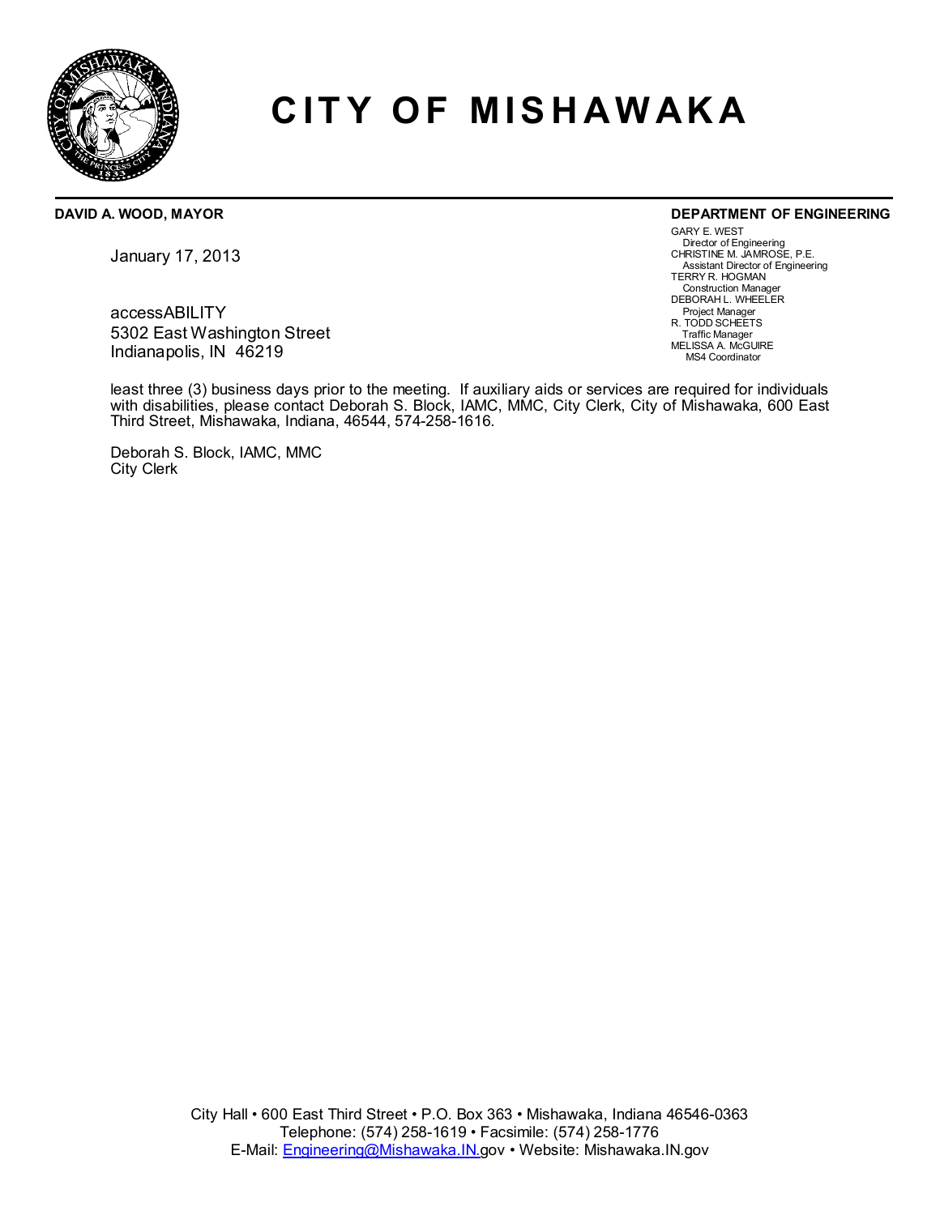# CITY OF MISHAWAKA

**DAVID A. WOOD, MAYOR**

**DEPARTMENT OF ENGINEERING**

GARY E. WEST
Director of Engineering
CHRISTINE M. JAMROSE, P.E.
Assistant Director of Engineering
TERRY R. HOGMAN
Construction Manager
DEBORAH L. WHEELER
Project Manager
R. TODD SCHEETS
Traffic Manager
MELISSA A. McGUIRE
MS4 Coordinator

January 17, 2013

accessABILITY
5302 East Washington Street
Indianapolis, IN 46219

least three (3) business days prior to the meeting. If auxiliary aids or services are required for individuals with disabilities, please contact Deborah S. Block, IAMC, MMC, City Clerk, City of Mishawaka, 600 East Third Street, Mishawaka, Indiana, 46544, 574-258-1616.

Deborah S. Block, IAMC, MMC
City Clerk

City Hall • 600 East Third Street • P.O. Box 363 • Mishawaka, Indiana 46546-0363
Telephone: (574) 258-1619 • Facsimile: (574) 258-1776
E-Mail: Engineering@Mishawaka.IN.gov • Website: Mishawaka.IN.gov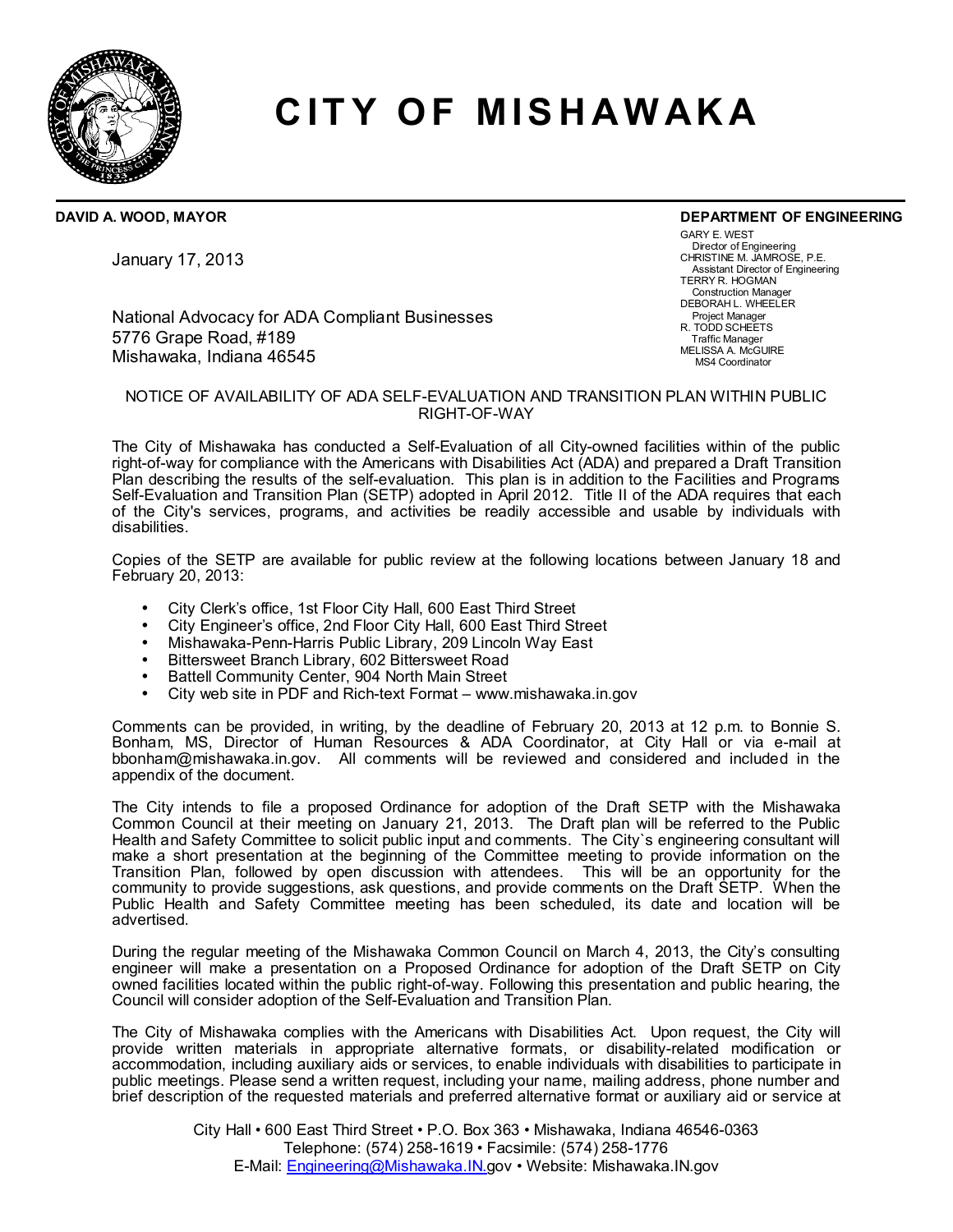# CITY OF MISHAWAKA

**DAVID A. WOOD, MAYOR**

**DEPARTMENT OF ENGINEERING**

GARY E. WEST
Director of Engineering
CHRISTINE M. JAMROSE, P.E.
Assistant Director of Engineering
TERRY R. HOGMAN
Construction Manager
DEBORAH L. WHEELER
Project Manager
R. TODD SCHEETS
Traffic Manager
MELISSA A. McGUIRE
MS4 Coordinator

January 17, 2013

National Advocacy for ADA Compliant Businesses
5776 Grape Road, #189
Mishawaka, Indiana 46545

NOTICE OF AVAILABILITY OF ADA SELF-EVALUATION AND TRANSITION PLAN WITHIN PUBLIC RIGHT-OF-WAY

The City of Mishawaka has conducted a Self-Evaluation of all City-owned facilities within of the public right-of-way for compliance with the Americans with Disabilities Act (ADA) and prepared a Draft Transition Plan describing the results of the self-evaluation. This plan is in addition to the Facilities and Programs Self-Evaluation and Transition Plan (SETP) adopted in April 2012. Title II of the ADA requires that each of the City's services, programs, and activities be readily accessible and usable by individuals with disabilities.

Copies of the SETP are available for public review at the following locations between January 18 and February 20, 2013:

- City Clerk's office, 1st Floor City Hall, 600 East Third Street
- City Engineer's office, 2nd Floor City Hall, 600 East Third Street
- Mishawaka-Penn-Harris Public Library, 209 Lincoln Way East
- Bittersweet Branch Library, 602 Bittersweet Road
- Battell Community Center, 904 North Main Street
- City web site in PDF and Rich-text Format – www.mishawaka.in.gov

Comments can be provided, in writing, by the deadline of February 20, 2013 at 12 p.m. to Bonnie S. Bonham, MS, Director of Human Resources & ADA Coordinator, at City Hall or via e-mail at bbonham@mishawaka.in.gov. All comments will be reviewed and considered and included in the appendix of the document.

The City intends to file a proposed Ordinance for adoption of the Draft SETP with the Mishawaka Common Council at their meeting on January 21, 2013. The Draft plan will be referred to the Public Health and Safety Committee to solicit public input and comments. The City`s engineering consultant will make a short presentation at the beginning of the Committee meeting to provide information on the Transition Plan, followed by open discussion with attendees. This will be an opportunity for the community to provide suggestions, ask questions, and provide comments on the Draft SETP. When the Public Health and Safety Committee meeting has been scheduled, its date and location will be advertised.

During the regular meeting of the Mishawaka Common Council on March 4, 2013, the City's consulting engineer will make a presentation on a Proposed Ordinance for adoption of the Draft SETP on City owned facilities located within the public right-of-way. Following this presentation and public hearing, the Council will consider adoption of the Self-Evaluation and Transition Plan.

The City of Mishawaka complies with the Americans with Disabilities Act. Upon request, the City will provide written materials in appropriate alternative formats, or disability-related modification or accommodation, including auxiliary aids or services, to enable individuals with disabilities to participate in public meetings. Please send a written request, including your name, mailing address, phone number and brief description of the requested materials and preferred alternative format or auxiliary aid or service at

City Hall • 600 East Third Street • P.O. Box 363 • Mishawaka, Indiana 46546-0363
Telephone: (574) 258-1619 • Facsimile: (574) 258-1776
E-Mail: Engineering@Mishawaka.IN.gov • Website: Mishawaka.IN.gov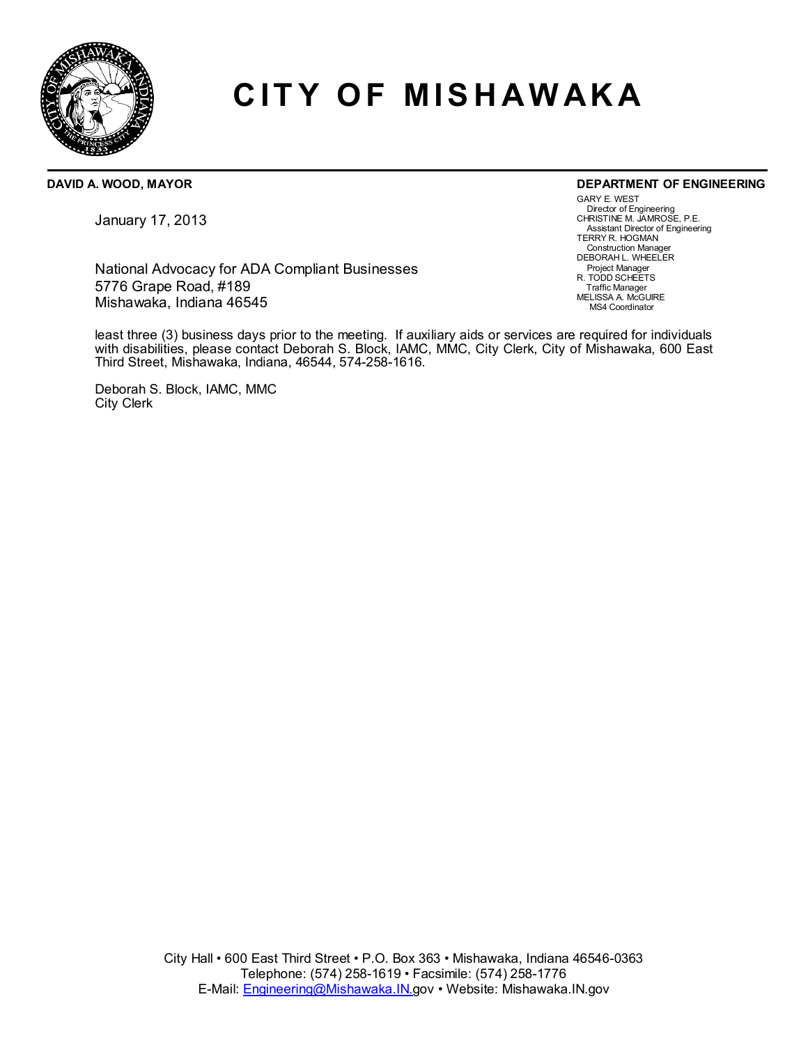# CITY OF MISHAWAKA

**DAVID A. WOOD, MAYOR**

**DEPARTMENT OF ENGINEERING**

GARY E. WEST
Director of Engineering
CHRISTINE M. JAMROSE, P.E.
Assistant Director of Engineering
TERRY R. HOGMAN
Construction Manager
DEBORAH L. WHEELER
Project Manager
R. TODD SCHEETS
Traffic Manager
MELISSA A. McGUIRE
MS4 Coordinator

January 17, 2013

National Advocacy for ADA Compliant Businesses
5776 Grape Road, #189
Mishawaka, Indiana 46545

least three (3) business days prior to the meeting. If auxiliary aids or services are required for individuals with disabilities, please contact Deborah S. Block, IAMC, MMC, City Clerk, City of Mishawaka, 600 East Third Street, Mishawaka, Indiana, 46544, 574-258-1616.

Deborah S. Block, IAMC, MMC
City Clerk

City Hall • 600 East Third Street • P.O. Box 363 • Mishawaka, Indiana 46546-0363
Telephone: (574) 258-1619 • Facsimile: (574) 258-1776
E-Mail: Engineering@Mishawaka.IN.gov • Website: Mishawaka.IN.gov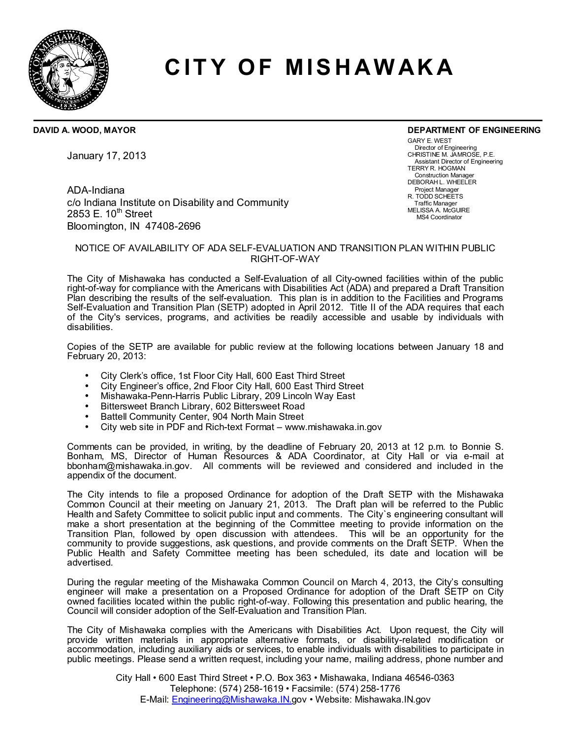# CITY OF MISHAWAKA

**DAVID A. WOOD, MAYOR**

**DEPARTMENT OF ENGINEERING**

GARY E. WEST
Director of Engineering
CHRISTINE M. JAMROSE, P.E.
Assistant Director of Engineering
TERRY R. HOGMAN
Construction Manager
DEBORAH L. WHEELER
Project Manager
R. TODD SCHEETS
Traffic Manager
MELISSA A. McGUIRE
MS4 Coordinator

January 17, 2013

ADA-Indiana
c/o Indiana Institute on Disability and Community
2853 E. 10th Street
Bloomington, IN 47408-2696

NOTICE OF AVAILABILITY OF ADA SELF-EVALUATION AND TRANSITION PLAN WITHIN PUBLIC RIGHT-OF-WAY

The City of Mishawaka has conducted a Self-Evaluation of all City-owned facilities within of the public right-of-way for compliance with the Americans with Disabilities Act (ADA) and prepared a Draft Transition Plan describing the results of the self-evaluation. This plan is in addition to the Facilities and Programs Self-Evaluation and Transition Plan (SETP) adopted in April 2012. Title II of the ADA requires that each of the City's services, programs, and activities be readily accessible and usable by individuals with disabilities.

Copies of the SETP are available for public review at the following locations between January 18 and February 20, 2013:

- City Clerk's office, 1st Floor City Hall, 600 East Third Street
- City Engineer's office, 2nd Floor City Hall, 600 East Third Street
- Mishawaka-Penn-Harris Public Library, 209 Lincoln Way East
- Bittersweet Branch Library, 602 Bittersweet Road
- Battell Community Center, 904 North Main Street
- City web site in PDF and Rich-text Format – www.mishawaka.in.gov

Comments can be provided, in writing, by the deadline of February 20, 2013 at 12 p.m. to Bonnie S. Bonham, MS, Director of Human Resources & ADA Coordinator, at City Hall or via e-mail at bbonham@mishawaka.in.gov. All comments will be reviewed and considered and included in the appendix of the document.

The City intends to file a proposed Ordinance for adoption of the Draft SETP with the Mishawaka Common Council at their meeting on January 21, 2013. The Draft plan will be referred to the Public Health and Safety Committee to solicit public input and comments. The City`s engineering consultant will make a short presentation at the beginning of the Committee meeting to provide information on the Transition Plan, followed by open discussion with attendees. This will be an opportunity for the community to provide suggestions, ask questions, and provide comments on the Draft SETP. When the Public Health and Safety Committee meeting has been scheduled, its date and location will be advertised.

During the regular meeting of the Mishawaka Common Council on March 4, 2013, the City's consulting engineer will make a presentation on a Proposed Ordinance for adoption of the Draft SETP on City owned facilities located within the public right-of-way. Following this presentation and public hearing, the Council will consider adoption of the Self-Evaluation and Transition Plan.

The City of Mishawaka complies with the Americans with Disabilities Act. Upon request, the City will provide written materials in appropriate alternative formats, or disability-related modification or accommodation, including auxiliary aids or services, to enable individuals with disabilities to participate in public meetings. Please send a written request, including your name, mailing address, phone number and

City Hall • 600 East Third Street • P.O. Box 363 • Mishawaka, Indiana 46546-0363
Telephone: (574) 258-1619 • Facsimile: (574) 258-1776
E-Mail: Engineering@Mishawaka.IN.gov • Website: Mishawaka.IN.gov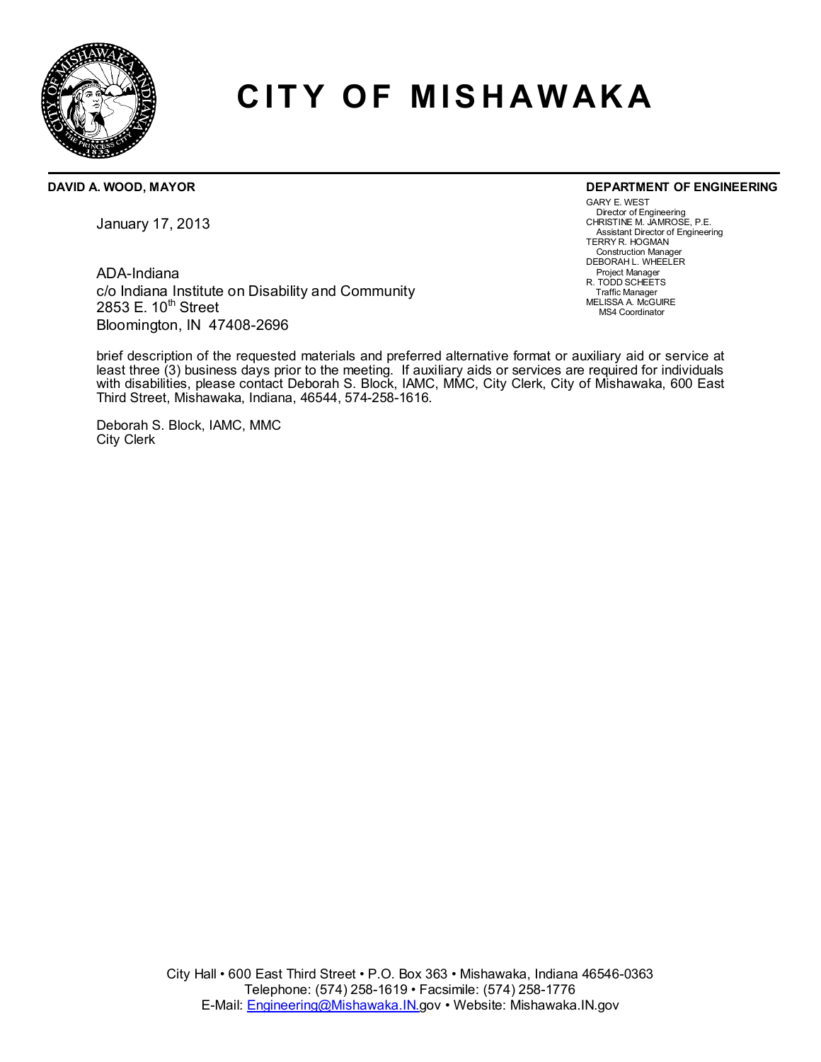# CITY OF MISHAWAKA

**DAVID A. WOOD, MAYOR**

**DEPARTMENT OF ENGINEERING**

GARY E. WEST
Director of Engineering
CHRISTINE M. JAMROSE, P.E.
Assistant Director of Engineering
TERRY R. HOGMAN
Construction Manager
DEBORAH L. WHEELER
Project Manager
R. TODD SCHEETS
Traffic Manager
MELISSA A. McGUIRE
MS4 Coordinator

January 17, 2013

ADA-Indiana
c/o Indiana Institute on Disability and Community
2853 E. 10th Street
Bloomington, IN 47408-2696

brief description of the requested materials and preferred alternative format or auxiliary aid or service at least three (3) business days prior to the meeting. If auxiliary aids or services are required for individuals with disabilities, please contact Deborah S. Block, IAMC, MMC, City Clerk, City of Mishawaka, 600 East Third Street, Mishawaka, Indiana, 46544, 574-258-1616.

Deborah S. Block, IAMC, MMC
City Clerk

City Hall • 600 East Third Street • P.O. Box 363 • Mishawaka, Indiana 46546-0363
Telephone: (574) 258-1619 • Facsimile: (574) 258-1776
E-Mail: Engineering@Mishawaka.IN.gov • Website: Mishawaka.IN.gov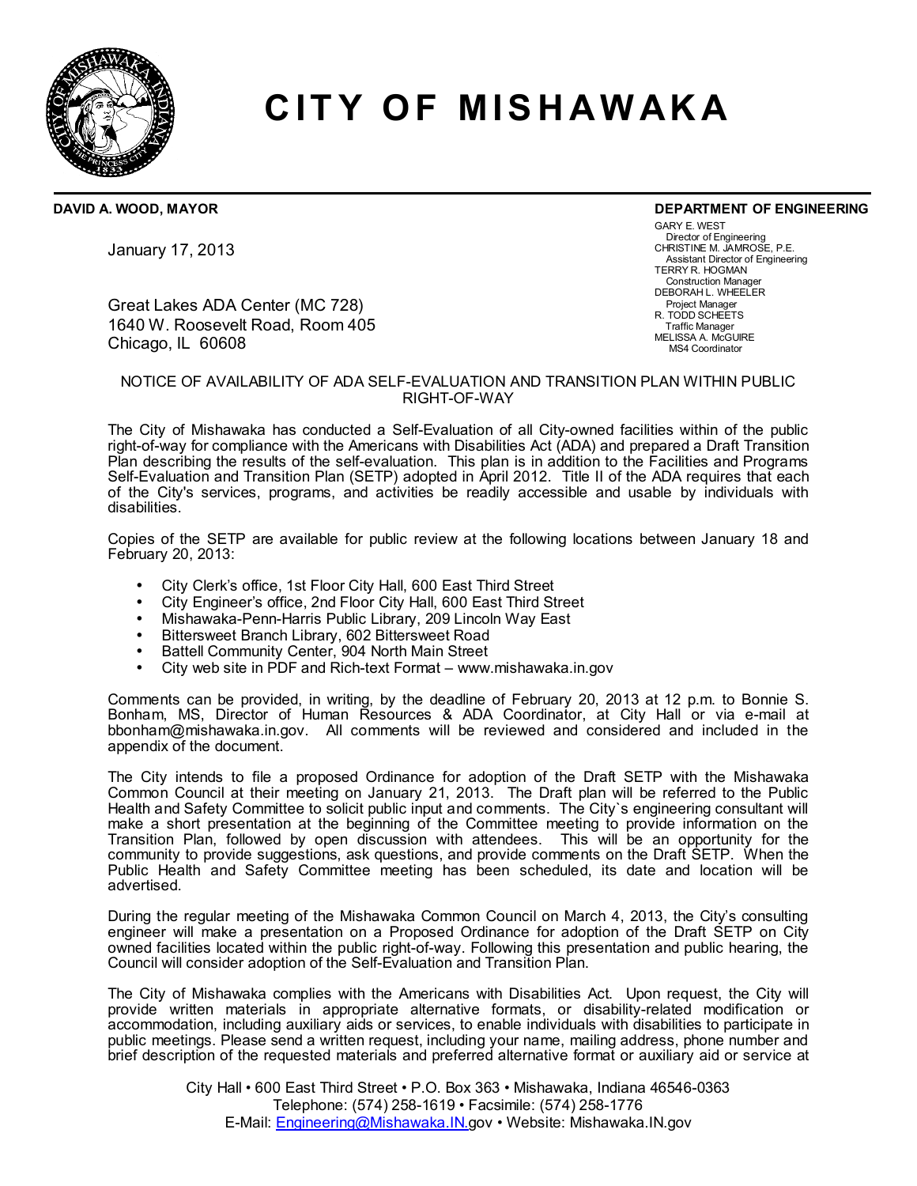# CITY OF MISHAWAKA

**DAVID A. WOOD, MAYOR**

**DEPARTMENT OF ENGINEERING**

GARY E. WEST
Director of Engineering
CHRISTINE M. JAMROSE, P.E.
Assistant Director of Engineering
TERRY R. HOGMAN
Construction Manager
DEBORAH L. WHEELER
Project Manager
R. TODD SCHEETS
Traffic Manager
MELISSA A. McGUIRE
MS4 Coordinator

January 17, 2013

Great Lakes ADA Center (MC 728)
1640 W. Roosevelt Road, Room 405
Chicago, IL 60608

NOTICE OF AVAILABILITY OF ADA SELF-EVALUATION AND TRANSITION PLAN WITHIN PUBLIC RIGHT-OF-WAY

The City of Mishawaka has conducted a Self-Evaluation of all City-owned facilities within of the public right-of-way for compliance with the Americans with Disabilities Act (ADA) and prepared a Draft Transition Plan describing the results of the self-evaluation. This plan is in addition to the Facilities and Programs Self-Evaluation and Transition Plan (SETP) adopted in April 2012. Title II of the ADA requires that each of the City's services, programs, and activities be readily accessible and usable by individuals with disabilities.

Copies of the SETP are available for public review at the following locations between January 18 and February 20, 2013:

- City Clerk's office, 1st Floor City Hall, 600 East Third Street
- City Engineer's office, 2nd Floor City Hall, 600 East Third Street
- Mishawaka-Penn-Harris Public Library, 209 Lincoln Way East
- Bittersweet Branch Library, 602 Bittersweet Road
- Battell Community Center, 904 North Main Street
- City web site in PDF and Rich-text Format – www.mishawaka.in.gov

Comments can be provided, in writing, by the deadline of February 20, 2013 at 12 p.m. to Bonnie S. Bonham, MS, Director of Human Resources & ADA Coordinator, at City Hall or via e-mail at bbonham@mishawaka.in.gov. All comments will be reviewed and considered and included in the appendix of the document.

The City intends to file a proposed Ordinance for adoption of the Draft SETP with the Mishawaka Common Council at their meeting on January 21, 2013. The Draft plan will be referred to the Public Health and Safety Committee to solicit public input and comments. The City`s engineering consultant will make a short presentation at the beginning of the Committee meeting to provide information on the Transition Plan, followed by open discussion with attendees. This will be an opportunity for the community to provide suggestions, ask questions, and provide comments on the Draft SETP. When the Public Health and Safety Committee meeting has been scheduled, its date and location will be advertised.

During the regular meeting of the Mishawaka Common Council on March 4, 2013, the City's consulting engineer will make a presentation on a Proposed Ordinance for adoption of the Draft SETP on City owned facilities located within the public right-of-way. Following this presentation and public hearing, the Council will consider adoption of the Self-Evaluation and Transition Plan.

The City of Mishawaka complies with the Americans with Disabilities Act. Upon request, the City will provide written materials in appropriate alternative formats, or disability-related modification or accommodation, including auxiliary aids or services, to enable individuals with disabilities to participate in public meetings. Please send a written request, including your name, mailing address, phone number and brief description of the requested materials and preferred alternative format or auxiliary aid or service at

City Hall • 600 East Third Street • P.O. Box 363 • Mishawaka, Indiana 46546-0363
Telephone: (574) 258-1619 • Facsimile: (574) 258-1776
E-Mail: Engineering@Mishawaka.IN.gov • Website: Mishawaka.IN.gov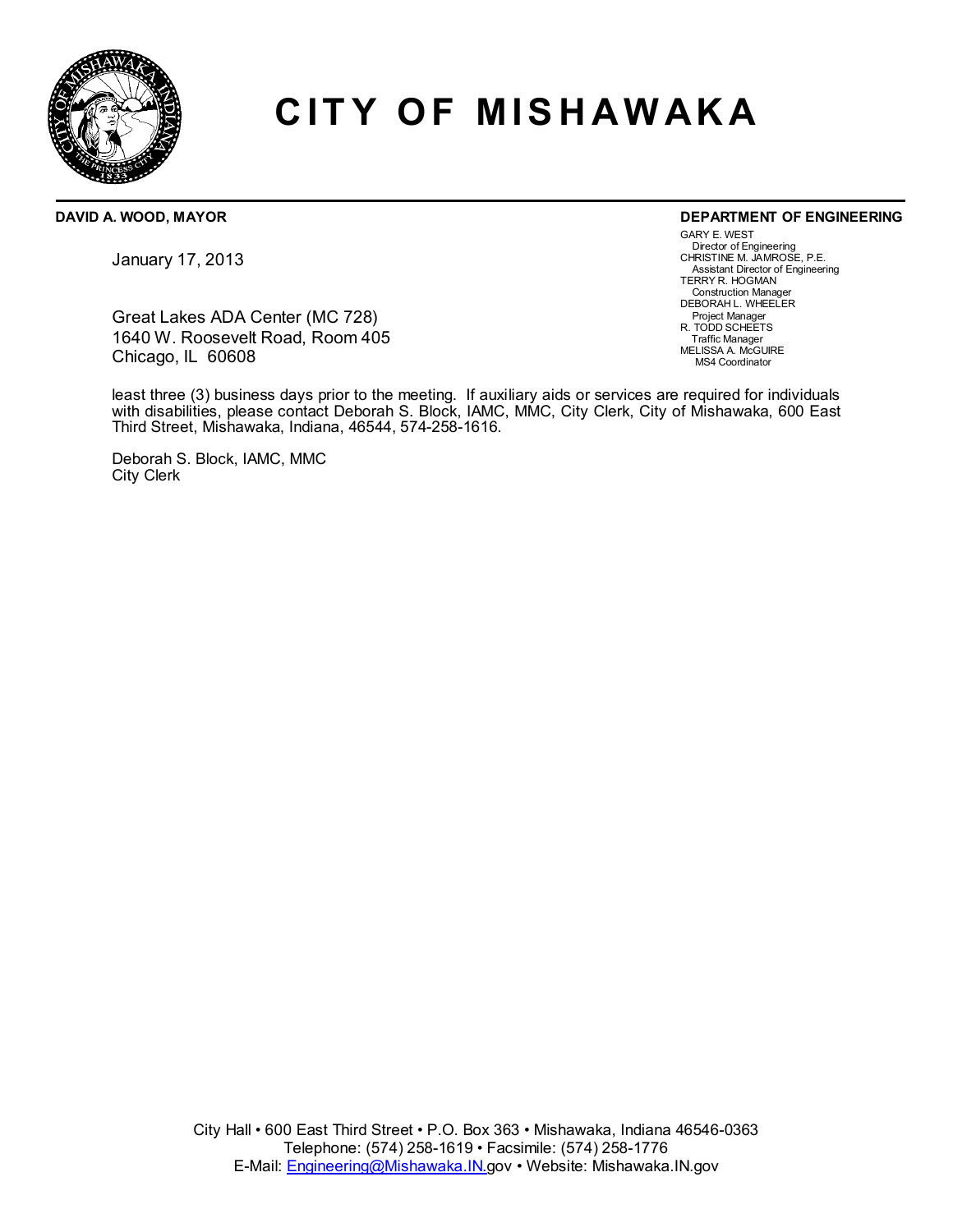# CITY OF MISHAWAKA

**DAVID A. WOOD, MAYOR**

**DEPARTMENT OF ENGINEERING**

GARY E. WEST
Director of Engineering
CHRISTINE M. JAMROSE, P.E.
Assistant Director of Engineering
TERRY R. HOGMAN
Construction Manager
DEBORAH L. WHEELER
Project Manager
R. TODD SCHEETS
Traffic Manager
MELISSA A. McGUIRE
MS4 Coordinator

January 17, 2013

Great Lakes ADA Center (MC 728)
1640 W. Roosevelt Road, Room 405
Chicago, IL 60608

least three (3) business days prior to the meeting. If auxiliary aids or services are required for individuals with disabilities, please contact Deborah S. Block, IAMC, MMC, City Clerk, City of Mishawaka, 600 East Third Street, Mishawaka, Indiana, 46544, 574-258-1616.

Deborah S. Block, IAMC, MMC
City Clerk

City Hall • 600 East Third Street • P.O. Box 363 • Mishawaka, Indiana 46546-0363
Telephone: (574) 258-1619 • Facsimile: (574) 258-1776
E-Mail: Engineering@Mishawaka.IN.gov • Website: Mishawaka.IN.gov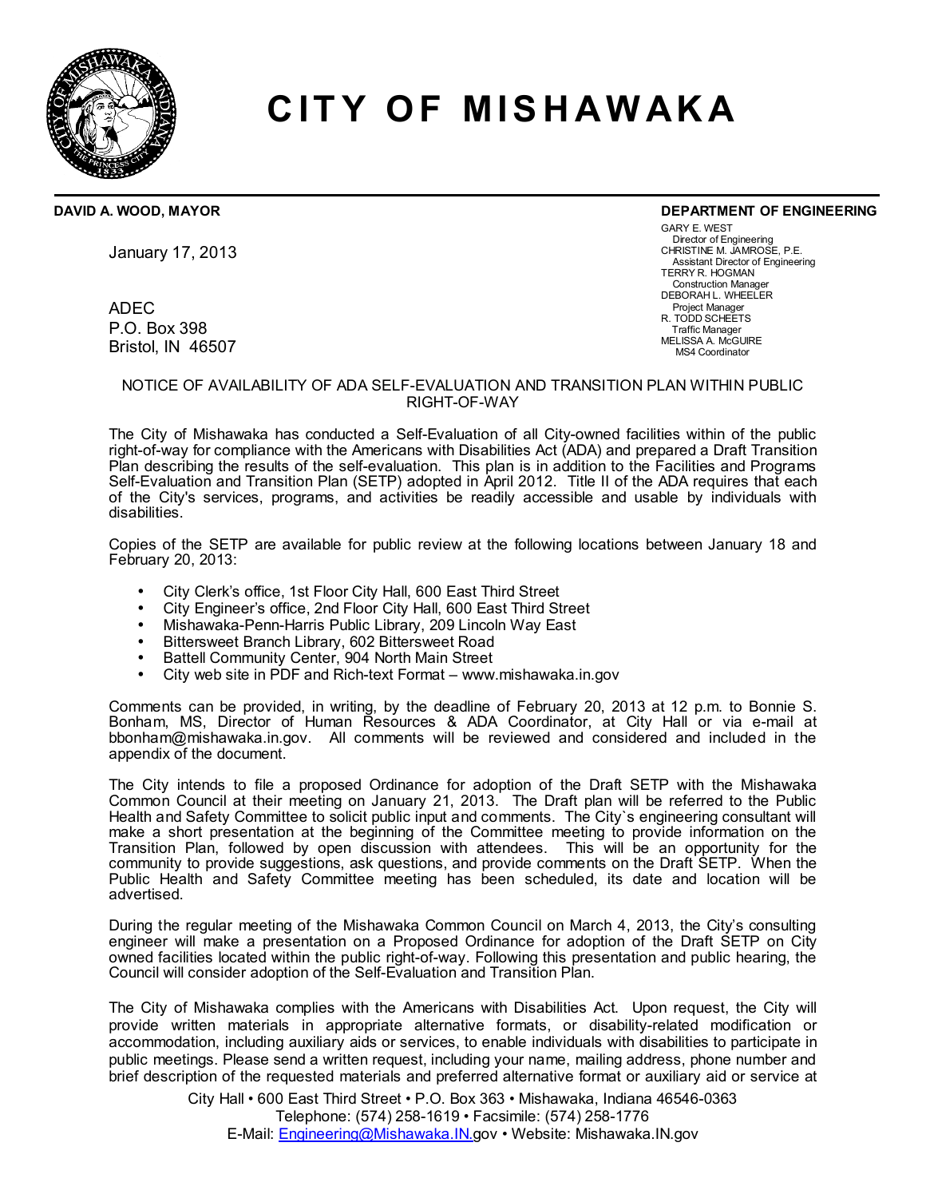# CITY OF MISHAWAKA

**DAVID A. WOOD, MAYOR**

**DEPARTMENT OF ENGINEERING**

GARY E. WEST
Director of Engineering
CHRISTINE M. JAMROSE, P.E.
Assistant Director of Engineering
TERRY R. HOGMAN
Construction Manager
DEBORAH L. WHEELER
Project Manager
R. TODD SCHEETS
Traffic Manager
MELISSA A. McGUIRE
MS4 Coordinator

January 17, 2013

ADEC
P.O. Box 398
Bristol, IN 46507

NOTICE OF AVAILABILITY OF ADA SELF-EVALUATION AND TRANSITION PLAN WITHIN PUBLIC RIGHT-OF-WAY

The City of Mishawaka has conducted a Self-Evaluation of all City-owned facilities within of the public right-of-way for compliance with the Americans with Disabilities Act (ADA) and prepared a Draft Transition Plan describing the results of the self-evaluation. This plan is in addition to the Facilities and Programs Self-Evaluation and Transition Plan (SETP) adopted in April 2012. Title II of the ADA requires that each of the City's services, programs, and activities be readily accessible and usable by individuals with disabilities.

Copies of the SETP are available for public review at the following locations between January 18 and February 20, 2013:

- City Clerk's office, 1st Floor City Hall, 600 East Third Street
- City Engineer's office, 2nd Floor City Hall, 600 East Third Street
- Mishawaka-Penn-Harris Public Library, 209 Lincoln Way East
- Bittersweet Branch Library, 602 Bittersweet Road
- Battell Community Center, 904 North Main Street
- City web site in PDF and Rich-text Format – www.mishawaka.in.gov

Comments can be provided, in writing, by the deadline of February 20, 2013 at 12 p.m. to Bonnie S. Bonham, MS, Director of Human Resources & ADA Coordinator, at City Hall or via e-mail at bbonham@mishawaka.in.gov. All comments will be reviewed and considered and included in the appendix of the document.

The City intends to file a proposed Ordinance for adoption of the Draft SETP with the Mishawaka Common Council at their meeting on January 21, 2013. The Draft plan will be referred to the Public Health and Safety Committee to solicit public input and comments. The City`s engineering consultant will make a short presentation at the beginning of the Committee meeting to provide information on the Transition Plan, followed by open discussion with attendees. This will be an opportunity for the community to provide suggestions, ask questions, and provide comments on the Draft SETP. When the Public Health and Safety Committee meeting has been scheduled, its date and location will be advertised.

During the regular meeting of the Mishawaka Common Council on March 4, 2013, the City's consulting engineer will make a presentation on a Proposed Ordinance for adoption of the Draft SETP on City owned facilities located within the public right-of-way. Following this presentation and public hearing, the Council will consider adoption of the Self-Evaluation and Transition Plan.

The City of Mishawaka complies with the Americans with Disabilities Act. Upon request, the City will provide written materials in appropriate alternative formats, or disability-related modification or accommodation, including auxiliary aids or services, to enable individuals with disabilities to participate in public meetings. Please send a written request, including your name, mailing address, phone number and brief description of the requested materials and preferred alternative format or auxiliary aid or service at

City Hall • 600 East Third Street • P.O. Box 363 • Mishawaka, Indiana 46546-0363
Telephone: (574) 258-1619 • Facsimile: (574) 258-1776
E-Mail: Engineering@Mishawaka.IN.gov • Website: Mishawaka.IN.gov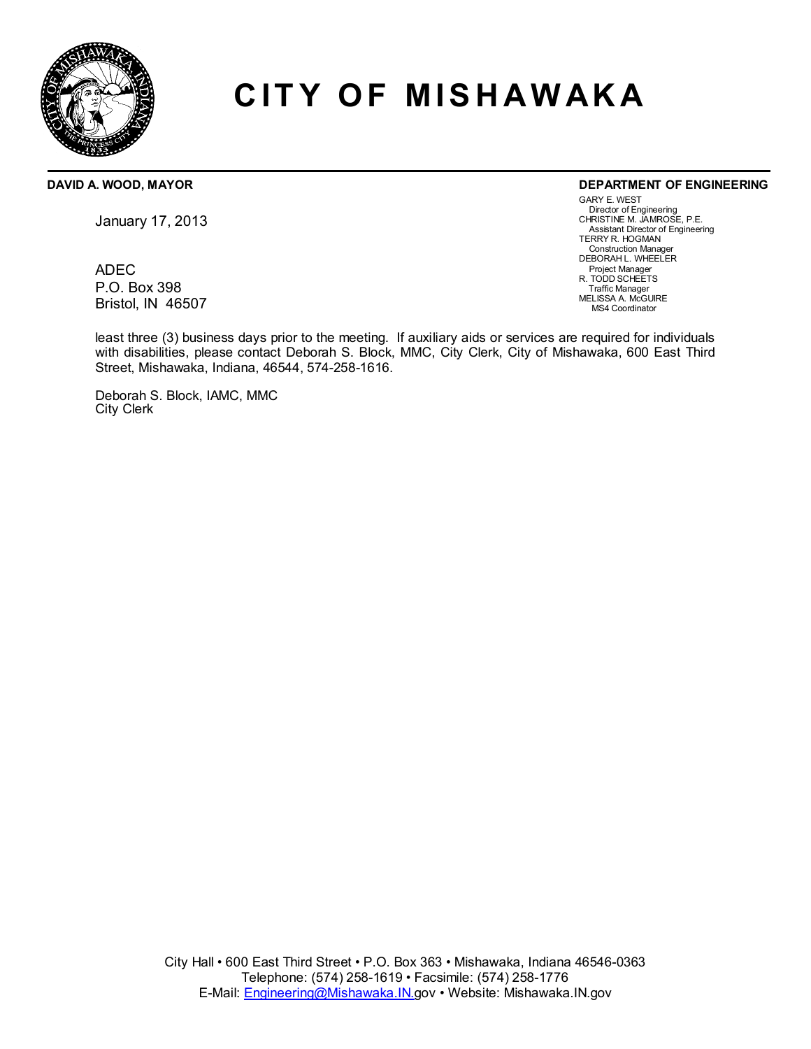# CITY OF MISHAWAKA

**DAVID A. WOOD, MAYOR**

**DEPARTMENT OF ENGINEERING**

GARY E. WEST
Director of Engineering
CHRISTINE M. JAMROSE, P.E.
Assistant Director of Engineering
TERRY R. HOGMAN
Construction Manager
DEBORAH L. WHEELER
Project Manager
R. TODD SCHEETS
Traffic Manager
MELISSA A. McGUIRE
MS4 Coordinator

January 17, 2013

ADEC
P.O. Box 398
Bristol, IN 46507

least three (3) business days prior to the meeting. If auxiliary aids or services are required for individuals with disabilities, please contact Deborah S. Block, MMC, City Clerk, City of Mishawaka, 600 East Third Street, Mishawaka, Indiana, 46544, 574-258-1616.

Deborah S. Block, IAMC, MMC
City Clerk

City Hall • 600 East Third Street • P.O. Box 363 • Mishawaka, Indiana 46546-0363
Telephone: (574) 258-1619 • Facsimile: (574) 258-1776
E-Mail: Engineering@Mishawaka.IN.gov • Website: Mishawaka.IN.gov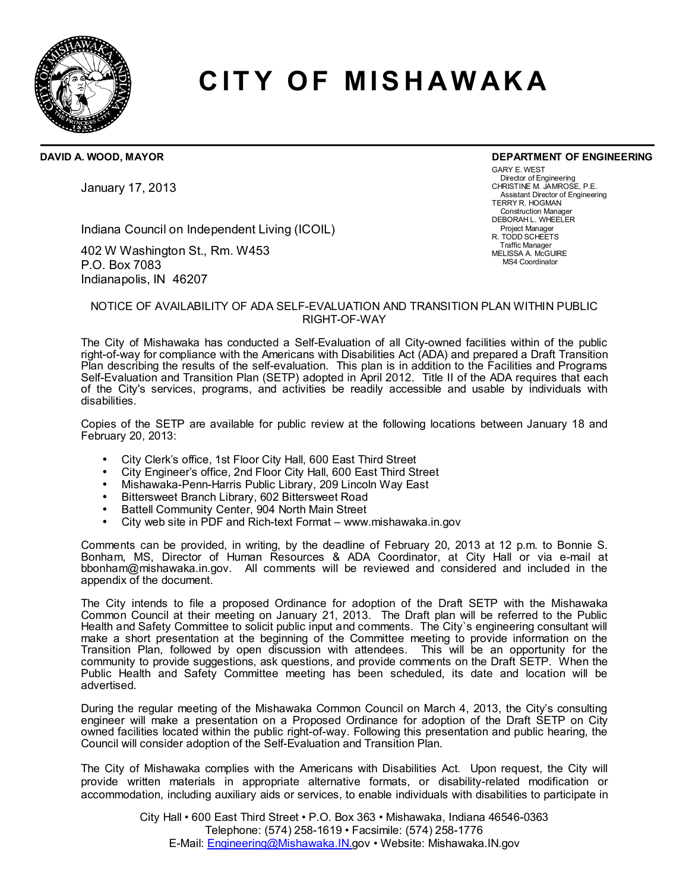# CITY OF MISHAWAKA

**DAVID A. WOOD, MAYOR**

**DEPARTMENT OF ENGINEERING**

GARY E. WEST
Director of Engineering
CHRISTINE M. JAMROSE, P.E.
Assistant Director of Engineering
TERRY R. HOGMAN
Construction Manager
DEBORAH L. WHEELER
Project Manager
R. TODD SCHEETS
Traffic Manager
MELISSA A. McGUIRE
MS4 Coordinator

January 17, 2013

Indiana Council on Independent Living (ICOIL)

402 W Washington St., Rm. W453
P.O. Box 7083
Indianapolis, IN 46207

NOTICE OF AVAILABILITY OF ADA SELF-EVALUATION AND TRANSITION PLAN WITHIN PUBLIC RIGHT-OF-WAY

The City of Mishawaka has conducted a Self-Evaluation of all City-owned facilities within of the public right-of-way for compliance with the Americans with Disabilities Act (ADA) and prepared a Draft Transition Plan describing the results of the self-evaluation. This plan is in addition to the Facilities and Programs Self-Evaluation and Transition Plan (SETP) adopted in April 2012. Title II of the ADA requires that each of the City's services, programs, and activities be readily accessible and usable by individuals with disabilities.

Copies of the SETP are available for public review at the following locations between January 18 and February 20, 2013:

- City Clerk's office, 1st Floor City Hall, 600 East Third Street
- City Engineer's office, 2nd Floor City Hall, 600 East Third Street
- Mishawaka-Penn-Harris Public Library, 209 Lincoln Way East
- Bittersweet Branch Library, 602 Bittersweet Road
- Battell Community Center, 904 North Main Street
- City web site in PDF and Rich-text Format – www.mishawaka.in.gov

Comments can be provided, in writing, by the deadline of February 20, 2013 at 12 p.m. to Bonnie S. Bonham, MS, Director of Human Resources & ADA Coordinator, at City Hall or via e-mail at bbonham@mishawaka.in.gov. All comments will be reviewed and considered and included in the appendix of the document.

The City intends to file a proposed Ordinance for adoption of the Draft SETP with the Mishawaka Common Council at their meeting on January 21, 2013. The Draft plan will be referred to the Public Health and Safety Committee to solicit public input and comments. The City`s engineering consultant will make a short presentation at the beginning of the Committee meeting to provide information on the Transition Plan, followed by open discussion with attendees. This will be an opportunity for the community to provide suggestions, ask questions, and provide comments on the Draft SETP. When the Public Health and Safety Committee meeting has been scheduled, its date and location will be advertised.

During the regular meeting of the Mishawaka Common Council on March 4, 2013, the City's consulting engineer will make a presentation on a Proposed Ordinance for adoption of the Draft SETP on City owned facilities located within the public right-of-way. Following this presentation and public hearing, the Council will consider adoption of the Self-Evaluation and Transition Plan.

The City of Mishawaka complies with the Americans with Disabilities Act. Upon request, the City will provide written materials in appropriate alternative formats, or disability-related modification or accommodation, including auxiliary aids or services, to enable individuals with disabilities to participate in

City Hall • 600 East Third Street • P.O. Box 363 • Mishawaka, Indiana 46546-0363
Telephone: (574) 258-1619 • Facsimile: (574) 258-1776
E-Mail: Engineering@Mishawaka.IN.gov • Website: Mishawaka.IN.gov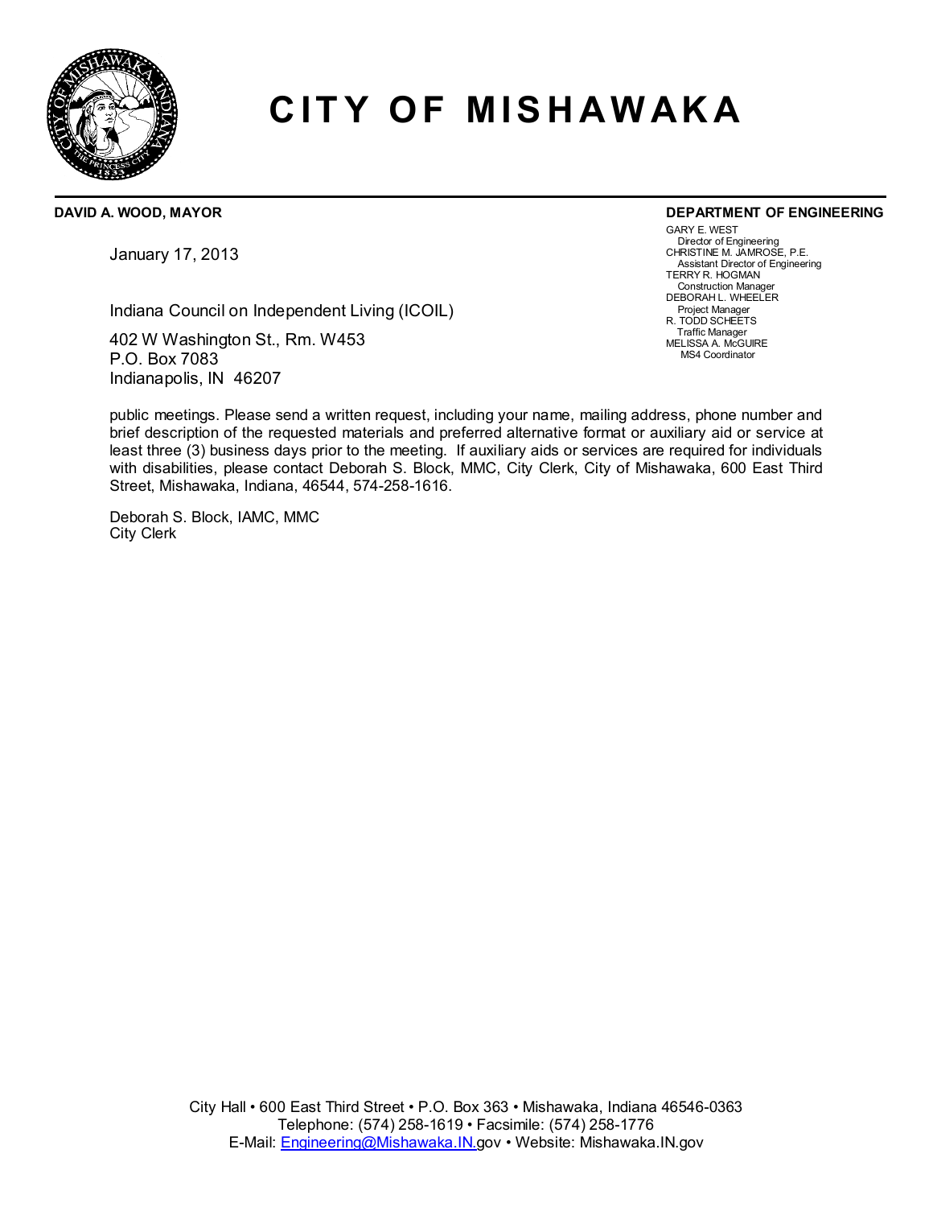# CITY OF MISHAWAKA

**DAVID A. WOOD, MAYOR**

**DEPARTMENT OF ENGINEERING**

GARY E. WEST
Director of Engineering
CHRISTINE M. JAMROSE, P.E.
Assistant Director of Engineering
TERRY R. HOGMAN
Construction Manager
DEBORAH L. WHEELER
Project Manager
R. TODD SCHEETS
Traffic Manager
MELISSA A. McGUIRE
MS4 Coordinator

January 17, 2013

Indiana Council on Independent Living (ICOIL)

402 W Washington St., Rm. W453
P.O. Box 7083
Indianapolis, IN 46207

public meetings. Please send a written request, including your name, mailing address, phone number and brief description of the requested materials and preferred alternative format or auxiliary aid or service at least three (3) business days prior to the meeting. If auxiliary aids or services are required for individuals with disabilities, please contact Deborah S. Block, MMC, City Clerk, City of Mishawaka, 600 East Third Street, Mishawaka, Indiana, 46544, 574-258-1616.

Deborah S. Block, IAMC, MMC
City Clerk

City Hall • 600 East Third Street • P.O. Box 363 • Mishawaka, Indiana 46546-0363
Telephone: (574) 258-1619 • Facsimile: (574) 258-1776
E-Mail: Engineering@Mishawaka.IN.gov • Website: Mishawaka.IN.gov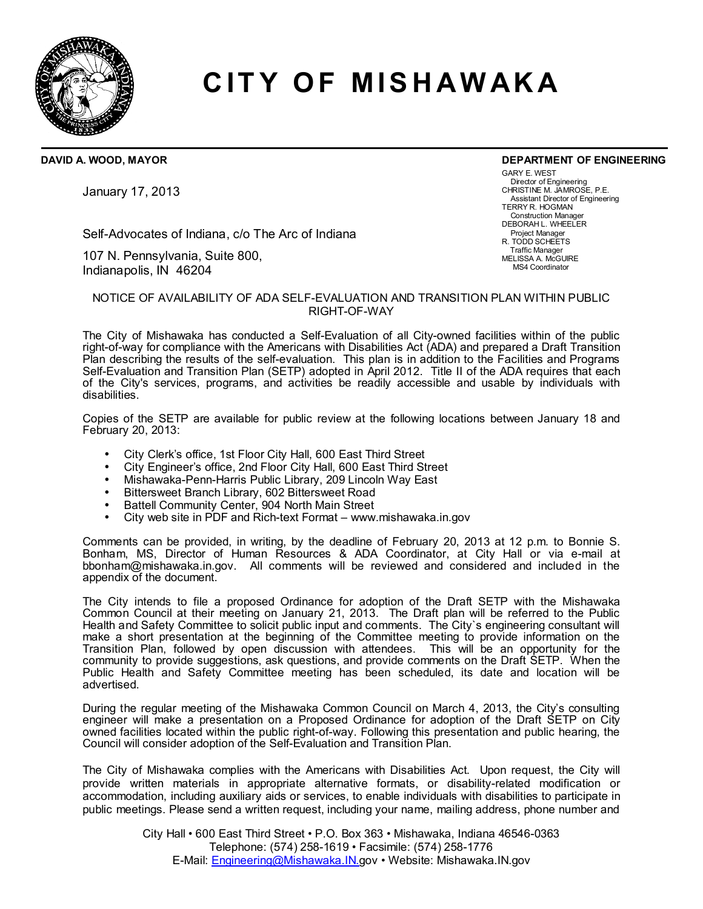# CITY OF MISHAWAKA

**DAVID A. WOOD, MAYOR**

**DEPARTMENT OF ENGINEERING**

GARY E. WEST
Director of Engineering
CHRISTINE M. JAMROSE, P.E.
Assistant Director of Engineering
TERRY R. HOGMAN
Construction Manager
DEBORAH L. WHEELER
Project Manager
R. TODD SCHEETS
Traffic Manager
MELISSA A. McGUIRE
MS4 Coordinator

January 17, 2013

Self-Advocates of Indiana, c/o The Arc of Indiana

107 N. Pennsylvania, Suite 800,
Indianapolis, IN 46204

NOTICE OF AVAILABILITY OF ADA SELF-EVALUATION AND TRANSITION PLAN WITHIN PUBLIC RIGHT-OF-WAY

The City of Mishawaka has conducted a Self-Evaluation of all City-owned facilities within of the public right-of-way for compliance with the Americans with Disabilities Act (ADA) and prepared a Draft Transition Plan describing the results of the self-evaluation. This plan is in addition to the Facilities and Programs Self-Evaluation and Transition Plan (SETP) adopted in April 2012. Title II of the ADA requires that each of the City's services, programs, and activities be readily accessible and usable by individuals with disabilities.

Copies of the SETP are available for public review at the following locations between January 18 and February 20, 2013:

- City Clerk's office, 1st Floor City Hall, 600 East Third Street
- City Engineer's office, 2nd Floor City Hall, 600 East Third Street
- Mishawaka-Penn-Harris Public Library, 209 Lincoln Way East
- Bittersweet Branch Library, 602 Bittersweet Road
- Battell Community Center, 904 North Main Street
- City web site in PDF and Rich-text Format – www.mishawaka.in.gov

Comments can be provided, in writing, by the deadline of February 20, 2013 at 12 p.m. to Bonnie S. Bonham, MS, Director of Human Resources & ADA Coordinator, at City Hall or via e-mail at bbonham@mishawaka.in.gov. All comments will be reviewed and considered and included in the appendix of the document.

The City intends to file a proposed Ordinance for adoption of the Draft SETP with the Mishawaka Common Council at their meeting on January 21, 2013. The Draft plan will be referred to the Public Health and Safety Committee to solicit public input and comments. The City`s engineering consultant will make a short presentation at the beginning of the Committee meeting to provide information on the Transition Plan, followed by open discussion with attendees. This will be an opportunity for the community to provide suggestions, ask questions, and provide comments on the Draft SETP. When the Public Health and Safety Committee meeting has been scheduled, its date and location will be advertised.

During the regular meeting of the Mishawaka Common Council on March 4, 2013, the City's consulting engineer will make a presentation on a Proposed Ordinance for adoption of the Draft SETP on City owned facilities located within the public right-of-way. Following this presentation and public hearing, the Council will consider adoption of the Self-Evaluation and Transition Plan.

The City of Mishawaka complies with the Americans with Disabilities Act. Upon request, the City will provide written materials in appropriate alternative formats, or disability-related modification or accommodation, including auxiliary aids or services, to enable individuals with disabilities to participate in public meetings. Please send a written request, including your name, mailing address, phone number and

City Hall • 600 East Third Street • P.O. Box 363 • Mishawaka, Indiana 46546-0363
Telephone: (574) 258-1619 • Facsimile: (574) 258-1776
E-Mail: Engineering@Mishawaka.IN.gov • Website: Mishawaka.IN.gov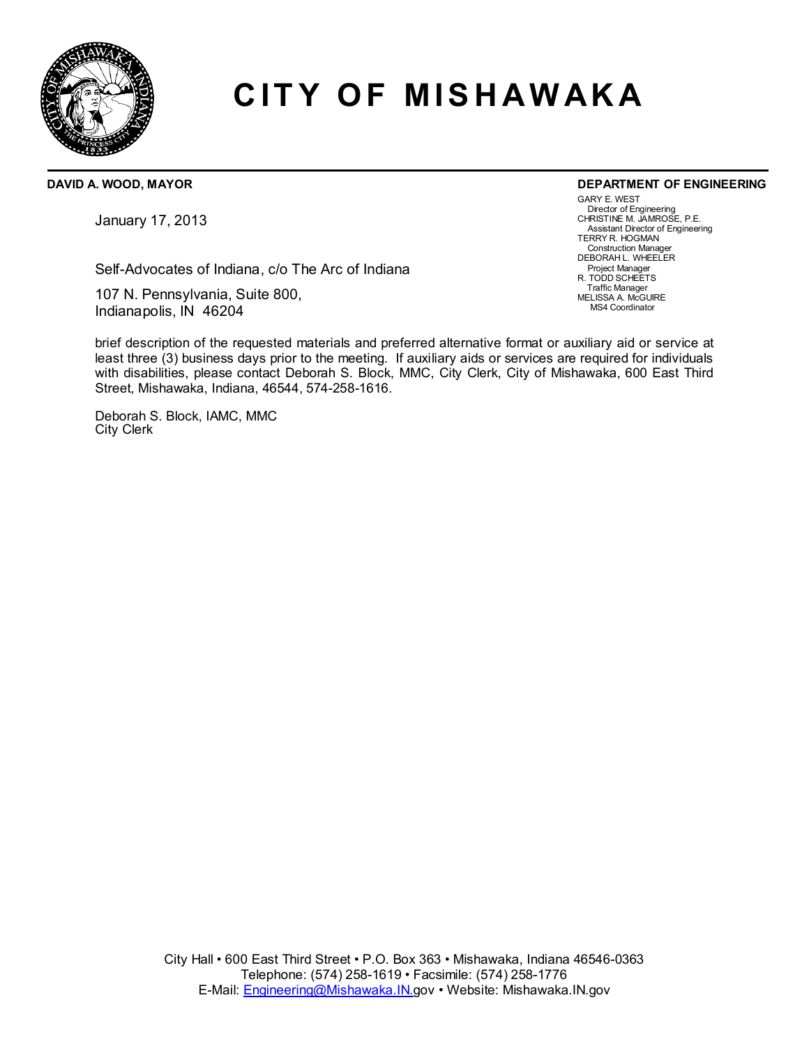# CITY OF MISHAWAKA

**DAVID A. WOOD, MAYOR**

**DEPARTMENT OF ENGINEERING**

GARY E. WEST
Director of Engineering
CHRISTINE M. JAMROSE, P.E.
Assistant Director of Engineering
TERRY R. HOGMAN
Construction Manager
DEBORAH L. WHEELER
Project Manager
R. TODD SCHEETS
Traffic Manager
MELISSA A. McGUIRE
MS4 Coordinator

January 17, 2013

Self-Advocates of Indiana, c/o The Arc of Indiana

107 N. Pennsylvania, Suite 800,
Indianapolis, IN 46204

brief description of the requested materials and preferred alternative format or auxiliary aid or service at least three (3) business days prior to the meeting. If auxiliary aids or services are required for individuals with disabilities, please contact Deborah S. Block, MMC, City Clerk, City of Mishawaka, 600 East Third Street, Mishawaka, Indiana, 46544, 574-258-1616.

Deborah S. Block, IAMC, MMC
City Clerk

City Hall • 600 East Third Street • P.O. Box 363 • Mishawaka, Indiana 46546-0363
Telephone: (574) 258-1619 • Facsimile: (574) 258-1776
E-Mail: Engineering@Mishawaka.IN.gov • Website: Mishawaka.IN.gov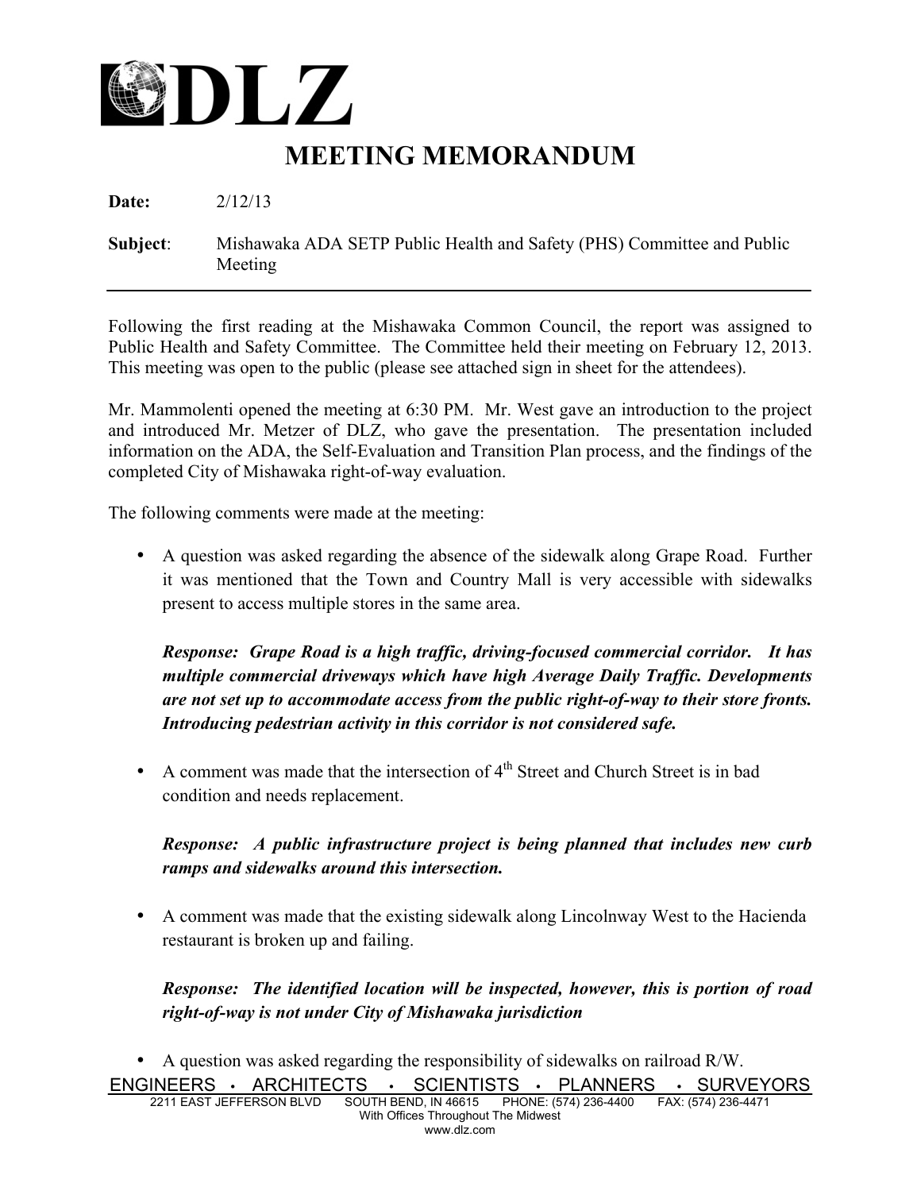# DLZ

## MEETING MEMORANDUM

**Date:** 2/12/13

**Subject**: Mishawaka ADA SETP Public Health and Safety (PHS) Committee and Public Meeting

---

Following the first reading at the Mishawaka Common Council, the report was assigned to Public Health and Safety Committee. The Committee held their meeting on February 12, 2013. This meeting was open to the public (please see attached sign in sheet for the attendees).

Mr. Mammolenti opened the meeting at 6:30 PM. Mr. West gave an introduction to the project and introduced Mr. Metzer of DLZ, who gave the presentation. The presentation included information on the ADA, the Self-Evaluation and Transition Plan process, and the findings of the completed City of Mishawaka right-of-way evaluation.

The following comments were made at the meeting:

- A question was asked regarding the absence of the sidewalk along Grape Road. Further it was mentioned that the Town and Country Mall is very accessible with sidewalks present to access multiple stores in the same area.

  ***Response: Grape Road is a high traffic, driving-focused commercial corridor. It has multiple commercial driveways which have high Average Daily Traffic. Developments are not set up to accommodate access from the public right-of-way to their store fronts. Introducing pedestrian activity in this corridor is not considered safe.***

- A comment was made that the intersection of 4th Street and Church Street is in bad condition and needs replacement.

  ***Response: A public infrastructure project is being planned that includes new curb ramps and sidewalks around this intersection.***

- A comment was made that the existing sidewalk along Lincolnway West to the Hacienda restaurant is broken up and failing.

  ***Response: The identified location will be inspected, however, this is portion of road right-of-way is not under City of Mishawaka jurisdiction***

- A question was asked regarding the responsibility of sidewalks on railroad R/W.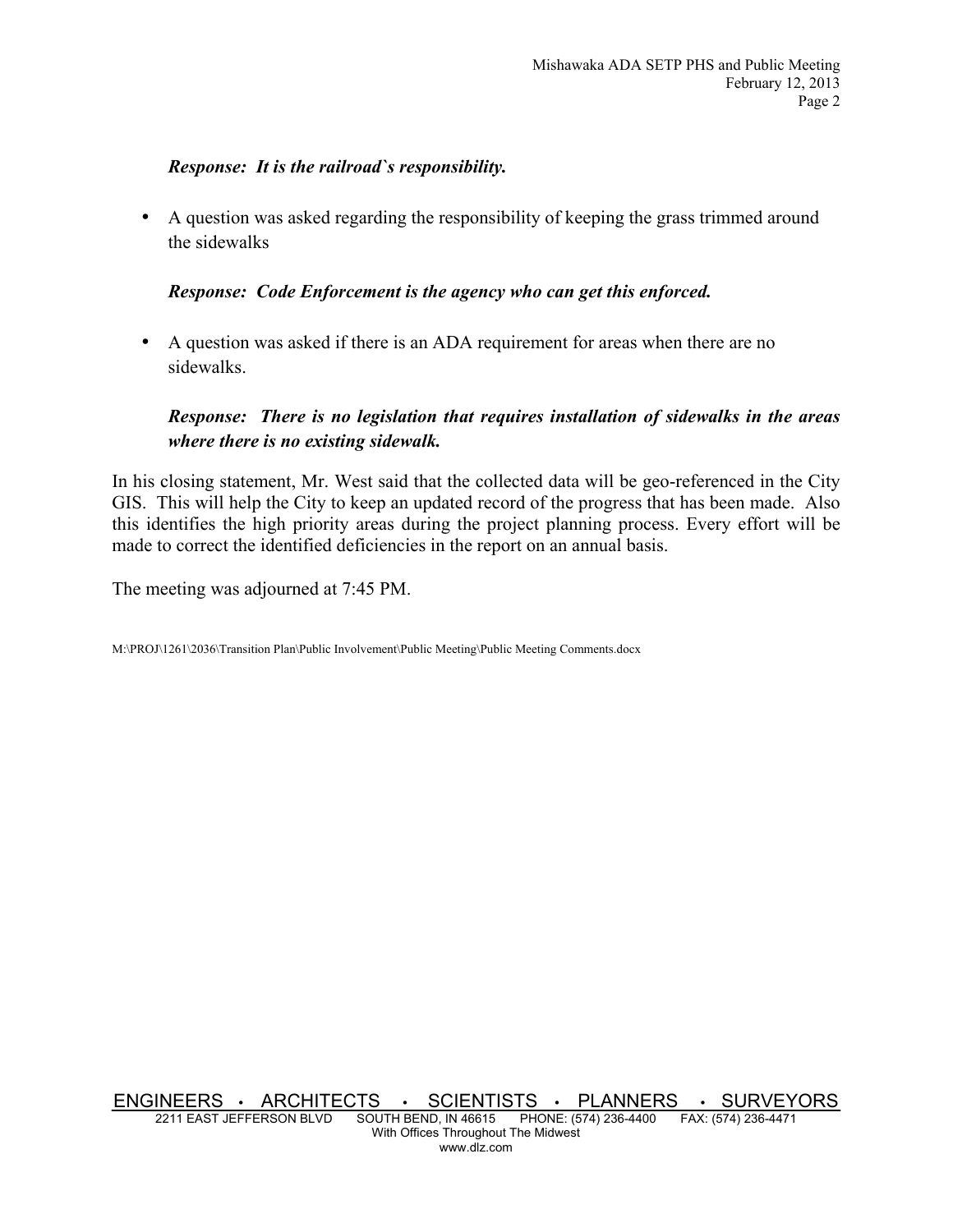***Response: It is the railroad`s responsibility.***

- A question was asked regarding the responsibility of keeping the grass trimmed around the sidewalks

  ***Response: Code Enforcement is the agency who can get this enforced.***

- A question was asked if there is an ADA requirement for areas when there are no sidewalks.

  ***Response: There is no legislation that requires installation of sidewalks in the areas where there is no existing sidewalk.***

In his closing statement, Mr. West said that the collected data will be geo-referenced in the City GIS. This will help the City to keep an updated record of the progress that has been made. Also this identifies the high priority areas during the project planning process. Every effort will be made to correct the identified deficiencies in the report on an annual basis.

The meeting was adjourned at 7:45 PM.

M:\PROJ\1261\2036\Transition Plan\Public Involvement\Public Meeting\Public Meeting Comments.docx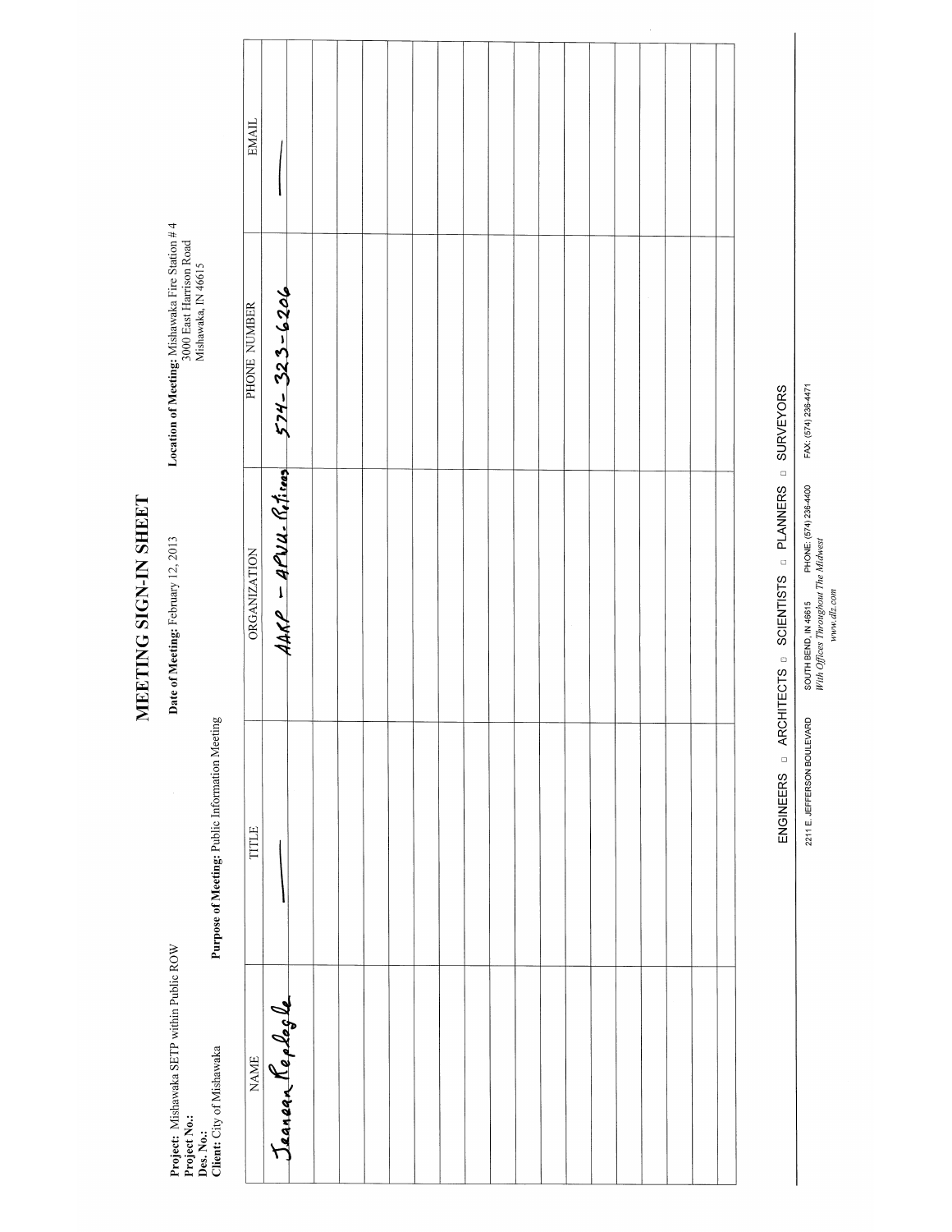# MEETING SIGN-IN SHEET

**Project:** Mishawaka SETP within Public ROW
**Project No.:**
**Des. No.:**
**Client:** City of Mishawaka

**Date of Meeting:** February 12, 2013

**Location of Meeting:** Mishawaka Fire Station # 4
3000 East Harrison Road
Mishawaka, IN 46615

**Purpose of Meeting:** Public Information Meeting

| NAME | TITLE | ORGANIZATION | PHONE NUMBER | EMAIL |
|---|---|---|---|---|
| Jeanean Replogle | — | AARP – APWU Retirees | 574-323-6206 | — |
| | | | | |
| | | | | |
| | | | | |
| | | | | |
| | | | | |
| | | | | |
| | | | | |
| | | | | |
| | | | | |
| | | | | |
| | | | | |
| | | | | |
| | | | | |
| | | | | |
| | | | | |
| | | | | |
| | | | | |

ENGINEERS □ ARCHITECTS □ SCIENTISTS □ PLANNERS □ SURVEYORS

2211 E. JEFFERSON BOULEVARD SOUTH BEND, IN 46615 PHONE: (574) 236-4400 FAX: (574) 236-4471
*With Offices Throughout The Midwest*
*www.dlz.com*